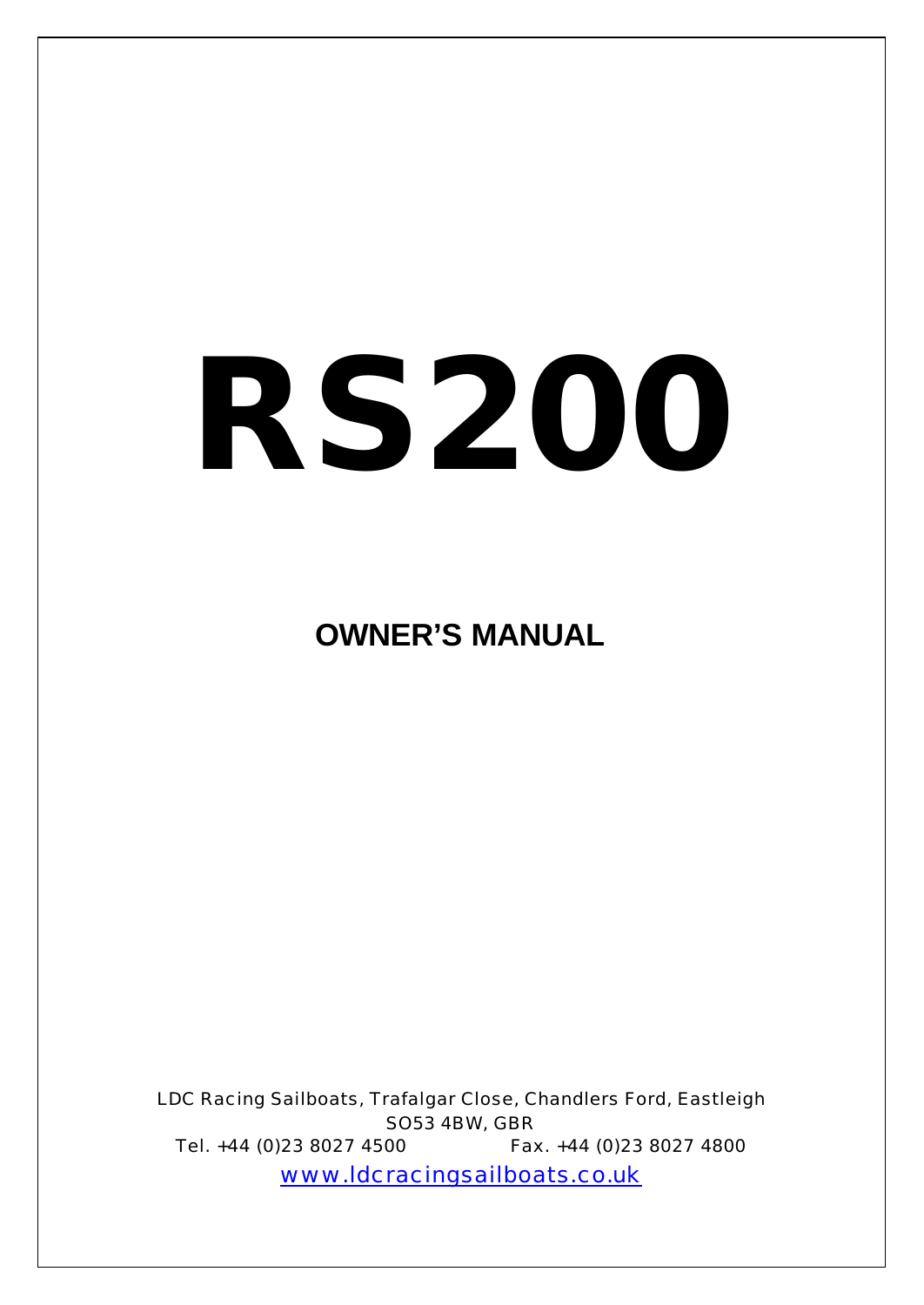# RS200

## OWNER'S MANUAL

LDC Racing Sailboats, Trafalgar Close, Chandlers Ford, Eastleigh
SO53 4BW, GBR
Tel. +44 (0)23 8027 4500 Fax. +44 (0)23 8027 4800
www.ldcracingsailboats.co.uk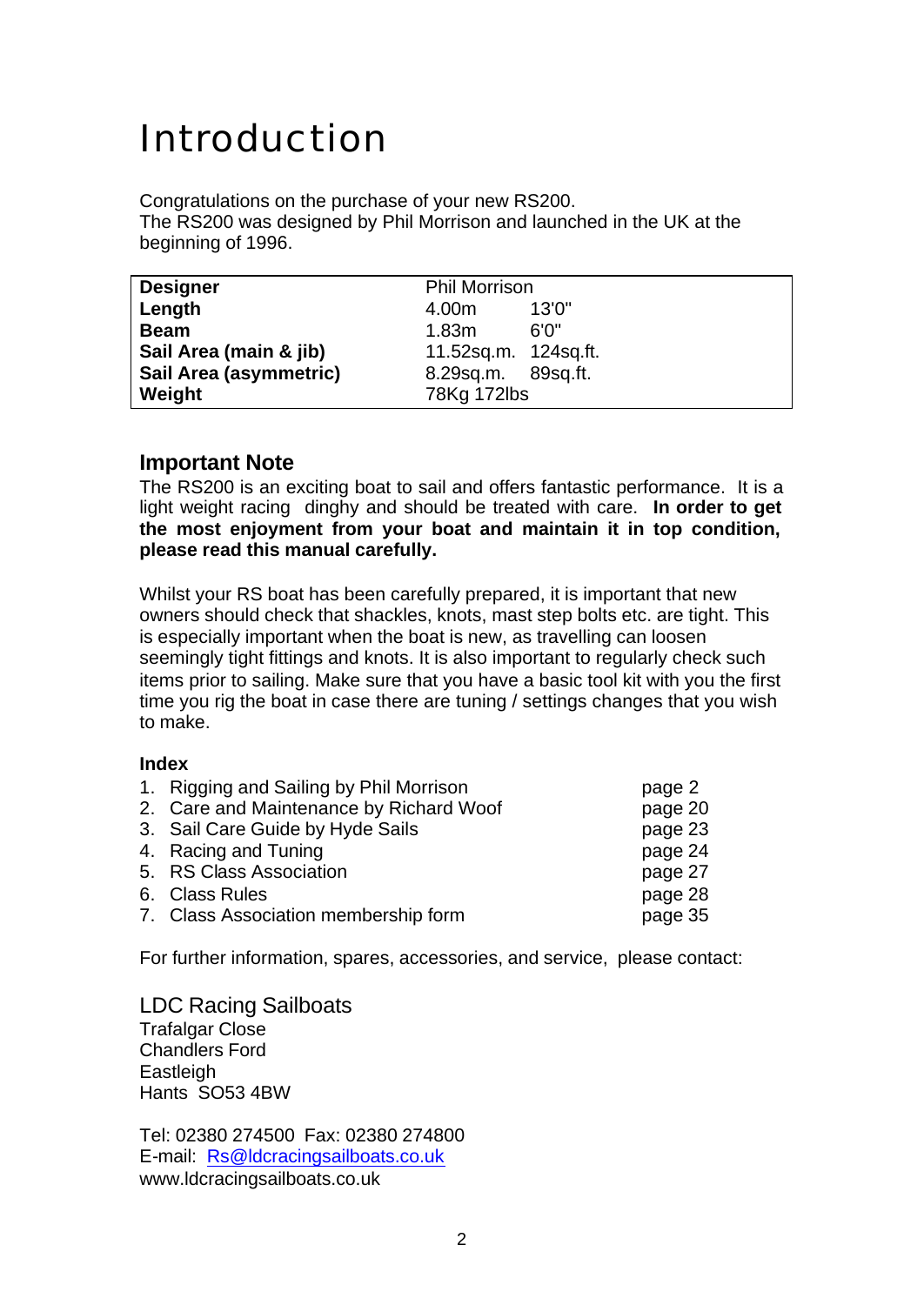# Introduction

Congratulations on the purchase of your new RS200.
The RS200 was designed by Phil Morrison and launched in the UK at the beginning of 1996.

| | | |
|---|---|---|
| **Designer** | Phil Morrison | |
| **Length** | 4.00m | 13'0" |
| **Beam** | 1.83m | 6'0" |
| **Sail Area (main & jib)** | 11.52sq.m. | 124sq.ft. |
| **Sail Area (asymmetric)** | 8.29sq.m. | 89sq.ft. |
| **Weight** | 78Kg 172lbs | |

## Important Note

The RS200 is an exciting boat to sail and offers fantastic performance. It is a light weight racing dinghy and should be treated with care. **In order to get the most enjoyment from your boat and maintain it in top condition, please read this manual carefully.**

Whilst your RS boat has been carefully prepared, it is important that new owners should check that shackles, knots, mast step bolts etc. are tight. This is especially important when the boat is new, as travelling can loosen seemingly tight fittings and knots. It is also important to regularly check such items prior to sailing. Make sure that you have a basic tool kit with you the first time you rig the boat in case there are tuning / settings changes that you wish to make.

### Index

1. Rigging and Sailing by Phil Morrison — page 2
2. Care and Maintenance by Richard Woof — page 20
3. Sail Care Guide by Hyde Sails — page 23
4. Racing and Tuning — page 24
5. RS Class Association — page 27
6. Class Rules — page 28
7. Class Association membership form — page 35

For further information, spares, accessories, and service, please contact:

LDC Racing Sailboats
Trafalgar Close
Chandlers Ford
Eastleigh
Hants SO53 4BW

Tel: 02380 274500 Fax: 02380 274800
E-mail: Rs@ldcracingsailboats.co.uk
www.ldcracingsailboats.co.uk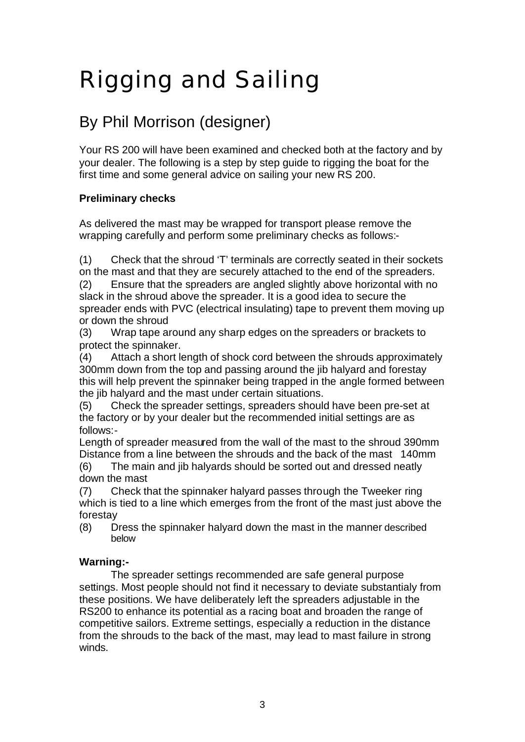# Rigging and Sailing

## By Phil Morrison (designer)

Your RS 200 will have been examined and checked both at the factory and by your dealer. The following is a step by step guide to rigging the boat for the first time and some general advice on sailing your new RS 200.

**Preliminary checks**

As delivered the mast may be wrapped for transport please remove the wrapping carefully and perform some preliminary checks as follows:-

(1) Check that the shroud 'T' terminals are correctly seated in their sockets on the mast and that they are securely attached to the end of the spreaders.

(2) Ensure that the spreaders are angled slightly above horizontal with no slack in the shroud above the spreader. It is a good idea to secure the spreader ends with PVC (electrical insulating) tape to prevent them moving up or down the shroud

(3) Wrap tape around any sharp edges on the spreaders or brackets to protect the spinnaker.

(4) Attach a short length of shock cord between the shrouds approximately 300mm down from the top and passing around the jib halyard and forestay this will help prevent the spinnaker being trapped in the angle formed between the jib halyard and the mast under certain situations.

(5) Check the spreader settings, spreaders should have been pre-set at the factory or by your dealer but the recommended initial settings are as follows:-

Length of spreader measured from the wall of the mast to the shroud 390mm
Distance from a line between the shrouds and the back of the mast 140mm

(6) The main and jib halyards should be sorted out and dressed neatly down the mast

(7) Check that the spinnaker halyard passes through the Tweeker ring which is tied to a line which emerges from the front of the mast just above the forestay

(8) Dress the spinnaker halyard down the mast in the manner described below

**Warning:-**

The spreader settings recommended are safe general purpose settings. Most people should not find it necessary to deviate substantialy from these positions. We have deliberately left the spreaders adjustable in the RS200 to enhance its potential as a racing boat and broaden the range of competitive sailors. Extreme settings, especially a reduction in the distance from the shrouds to the back of the mast, may lead to mast failure in strong winds.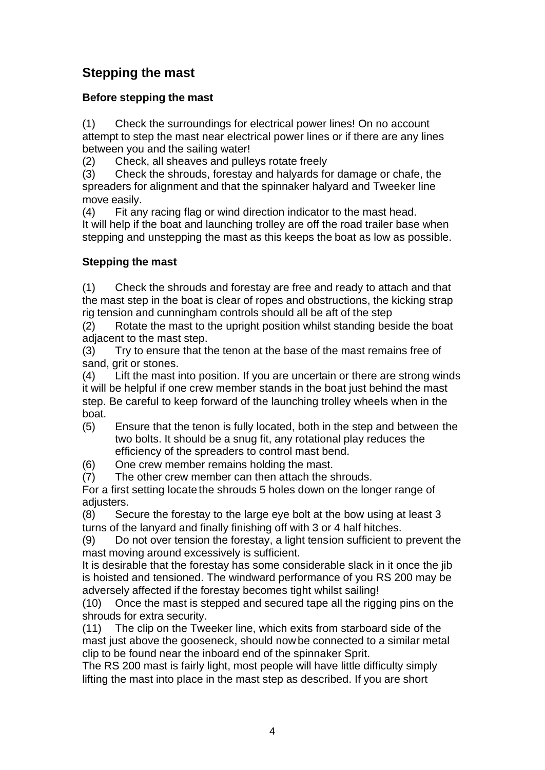# Stepping the mast

### Before stepping the mast

(1) Check the surroundings for electrical power lines! On no account attempt to step the mast near electrical power lines or if there are any lines between you and the sailing water!

(2) Check, all sheaves and pulleys rotate freely

(3) Check the shrouds, forestay and halyards for damage or chafe, the spreaders for alignment and that the spinnaker halyard and Tweeker line move easily.

(4) Fit any racing flag or wind direction indicator to the mast head.

It will help if the boat and launching trolley are off the road trailer base when stepping and unstepping the mast as this keeps the boat as low as possible.

### Stepping the mast

(1) Check the shrouds and forestay are free and ready to attach and that the mast step in the boat is clear of ropes and obstructions, the kicking strap rig tension and cunningham controls should all be aft of the step

(2) Rotate the mast to the upright position whilst standing beside the boat adjacent to the mast step.

(3) Try to ensure that the tenon at the base of the mast remains free of sand, grit or stones.

(4) Lift the mast into position. If you are uncertain or there are strong winds it will be helpful if one crew member stands in the boat just behind the mast step. Be careful to keep forward of the launching trolley wheels when in the boat.

(5) Ensure that the tenon is fully located, both in the step and between the two bolts. It should be a snug fit, any rotational play reduces the efficiency of the spreaders to control mast bend.

(6) One crew member remains holding the mast.

(7) The other crew member can then attach the shrouds.

For a first setting locate the shrouds 5 holes down on the longer range of adjusters.

(8) Secure the forestay to the large eye bolt at the bow using at least 3 turns of the lanyard and finally finishing off with 3 or 4 half hitches.

(9) Do not over tension the forestay, a light tension sufficient to prevent the mast moving around excessively is sufficient.

It is desirable that the forestay has some considerable slack in it once the jib is hoisted and tensioned. The windward performance of you RS 200 may be adversely affected if the forestay becomes tight whilst sailing!

(10) Once the mast is stepped and secured tape all the rigging pins on the shrouds for extra security.

(11) The clip on the Tweeker line, which exits from starboard side of the mast just above the gooseneck, should now be connected to a similar metal clip to be found near the inboard end of the spinnaker Sprit.

The RS 200 mast is fairly light, most people will have little difficulty simply lifting the mast into place in the mast step as described. If you are short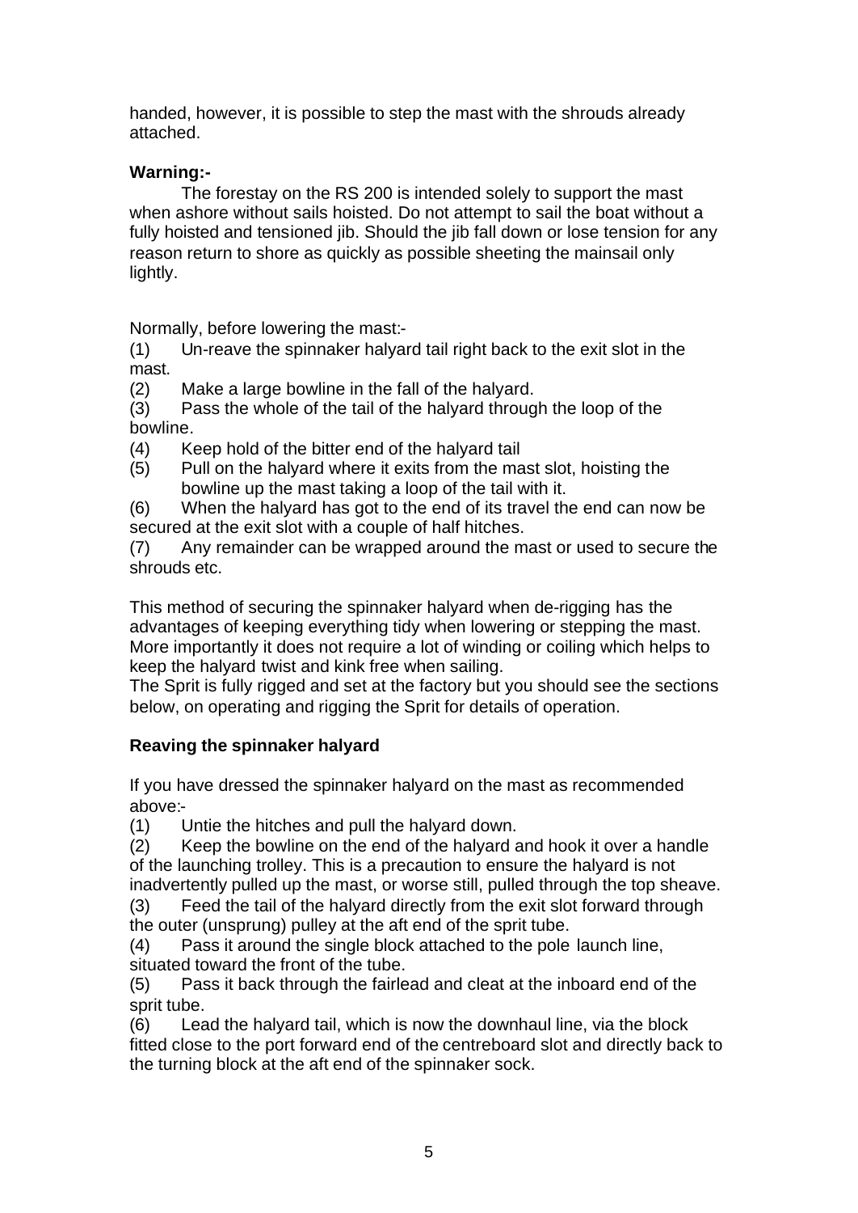handed, however, it is possible to step the mast with the shrouds already attached.

**Warning:-**

The forestay on the RS 200 is intended solely to support the mast when ashore without sails hoisted. Do not attempt to sail the boat without a fully hoisted and tensioned jib. Should the jib fall down or lose tension for any reason return to shore as quickly as possible sheeting the mainsail only lightly.

Normally, before lowering the mast:-

(1) Un-reave the spinnaker halyard tail right back to the exit slot in the mast.

(2) Make a large bowline in the fall of the halyard.

(3) Pass the whole of the tail of the halyard through the loop of the bowline.

(4) Keep hold of the bitter end of the halyard tail

(5) Pull on the halyard where it exits from the mast slot, hoisting the bowline up the mast taking a loop of the tail with it.

(6) When the halyard has got to the end of its travel the end can now be secured at the exit slot with a couple of half hitches.

(7) Any remainder can be wrapped around the mast or used to secure the shrouds etc.

This method of securing the spinnaker halyard when de-rigging has the advantages of keeping everything tidy when lowering or stepping the mast. More importantly it does not require a lot of winding or coiling which helps to keep the halyard twist and kink free when sailing.

The Sprit is fully rigged and set at the factory but you should see the sections below, on operating and rigging the Sprit for details of operation.

**Reaving the spinnaker halyard**

If you have dressed the spinnaker halyard on the mast as recommended above:-

(1) Untie the hitches and pull the halyard down.

(2) Keep the bowline on the end of the halyard and hook it over a handle of the launching trolley. This is a precaution to ensure the halyard is not inadvertently pulled up the mast, or worse still, pulled through the top sheave.

(3) Feed the tail of the halyard directly from the exit slot forward through the outer (unsprung) pulley at the aft end of the sprit tube.

(4) Pass it around the single block attached to the pole launch line, situated toward the front of the tube.

(5) Pass it back through the fairlead and cleat at the inboard end of the sprit tube.

(6) Lead the halyard tail, which is now the downhaul line, via the block fitted close to the port forward end of the centreboard slot and directly back to the turning block at the aft end of the spinnaker sock.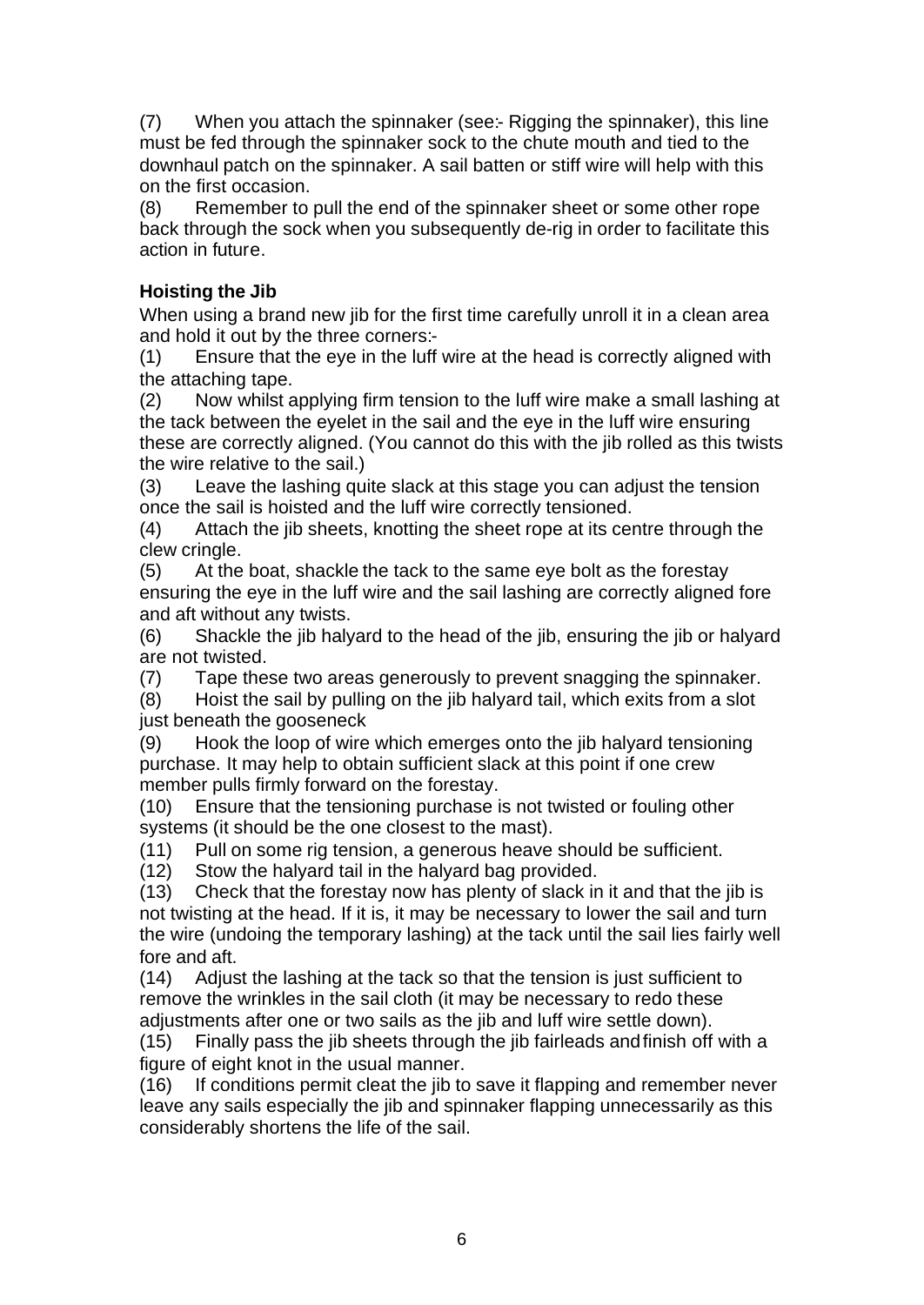(7) When you attach the spinnaker (see:- Rigging the spinnaker), this line must be fed through the spinnaker sock to the chute mouth and tied to the downhaul patch on the spinnaker. A sail batten or stiff wire will help with this on the first occasion.

(8) Remember to pull the end of the spinnaker sheet or some other rope back through the sock when you subsequently de-rig in order to facilitate this action in future.

**Hoisting the Jib**

When using a brand new jib for the first time carefully unroll it in a clean area and hold it out by the three corners:-

(1) Ensure that the eye in the luff wire at the head is correctly aligned with the attaching tape.

(2) Now whilst applying firm tension to the luff wire make a small lashing at the tack between the eyelet in the sail and the eye in the luff wire ensuring these are correctly aligned. (You cannot do this with the jib rolled as this twists the wire relative to the sail.)

(3) Leave the lashing quite slack at this stage you can adjust the tension once the sail is hoisted and the luff wire correctly tensioned.

(4) Attach the jib sheets, knotting the sheet rope at its centre through the clew cringle.

(5) At the boat, shackle the tack to the same eye bolt as the forestay ensuring the eye in the luff wire and the sail lashing are correctly aligned fore and aft without any twists.

(6) Shackle the jib halyard to the head of the jib, ensuring the jib or halyard are not twisted.

(7) Tape these two areas generously to prevent snagging the spinnaker.

(8) Hoist the sail by pulling on the jib halyard tail, which exits from a slot just beneath the gooseneck

(9) Hook the loop of wire which emerges onto the jib halyard tensioning purchase. It may help to obtain sufficient slack at this point if one crew member pulls firmly forward on the forestay.

(10) Ensure that the tensioning purchase is not twisted or fouling other systems (it should be the one closest to the mast).

(11) Pull on some rig tension, a generous heave should be sufficient.

(12) Stow the halyard tail in the halyard bag provided.

(13) Check that the forestay now has plenty of slack in it and that the jib is not twisting at the head. If it is, it may be necessary to lower the sail and turn the wire (undoing the temporary lashing) at the tack until the sail lies fairly well fore and aft.

(14) Adjust the lashing at the tack so that the tension is just sufficient to remove the wrinkles in the sail cloth (it may be necessary to redo these adjustments after one or two sails as the jib and luff wire settle down).

(15) Finally pass the jib sheets through the jib fairleads and finish off with a figure of eight knot in the usual manner.

(16) If conditions permit cleat the jib to save it flapping and remember never leave any sails especially the jib and spinnaker flapping unnecessarily as this considerably shortens the life of the sail.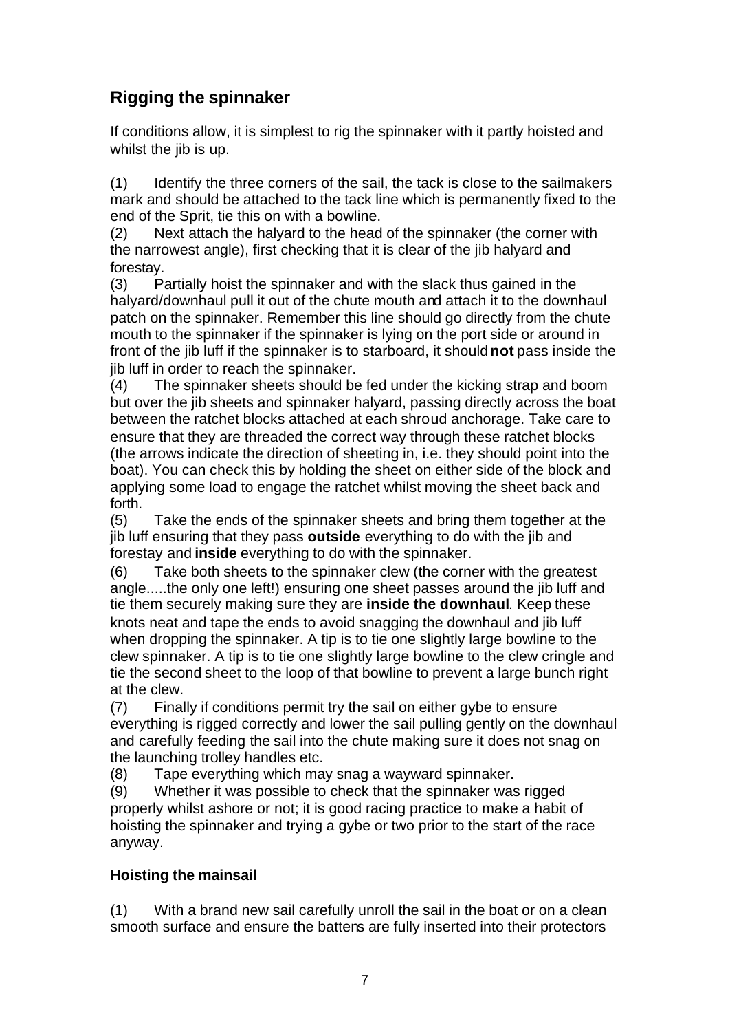## Rigging the spinnaker

If conditions allow, it is simplest to rig the spinnaker with it partly hoisted and whilst the jib is up.

(1) Identify the three corners of the sail, the tack is close to the sailmakers mark and should be attached to the tack line which is permanently fixed to the end of the Sprit, tie this on with a bowline.

(2) Next attach the halyard to the head of the spinnaker (the corner with the narrowest angle), first checking that it is clear of the jib halyard and forestay.

(3) Partially hoist the spinnaker and with the slack thus gained in the halyard/downhaul pull it out of the chute mouth and attach it to the downhaul patch on the spinnaker. Remember this line should go directly from the chute mouth to the spinnaker if the spinnaker is lying on the port side or around in front of the jib luff if the spinnaker is to starboard, it should **not** pass inside the jib luff in order to reach the spinnaker.

(4) The spinnaker sheets should be fed under the kicking strap and boom but over the jib sheets and spinnaker halyard, passing directly across the boat between the ratchet blocks attached at each shroud anchorage. Take care to ensure that they are threaded the correct way through these ratchet blocks (the arrows indicate the direction of sheeting in, i.e. they should point into the boat). You can check this by holding the sheet on either side of the block and applying some load to engage the ratchet whilst moving the sheet back and forth.

(5) Take the ends of the spinnaker sheets and bring them together at the jib luff ensuring that they pass **outside** everything to do with the jib and forestay and **inside** everything to do with the spinnaker.

(6) Take both sheets to the spinnaker clew (the corner with the greatest angle.....the only one left!) ensuring one sheet passes around the jib luff and tie them securely making sure they are **inside the downhaul**. Keep these knots neat and tape the ends to avoid snagging the downhaul and jib luff when dropping the spinnaker. A tip is to tie one slightly large bowline to the clew spinnaker. A tip is to tie one slightly large bowline to the clew cringle and tie the second sheet to the loop of that bowline to prevent a large bunch right at the clew.

(7) Finally if conditions permit try the sail on either gybe to ensure everything is rigged correctly and lower the sail pulling gently on the downhaul and carefully feeding the sail into the chute making sure it does not snag on the launching trolley handles etc.

(8) Tape everything which may snag a wayward spinnaker.

(9) Whether it was possible to check that the spinnaker was rigged properly whilst ashore or not; it is good racing practice to make a habit of hoisting the spinnaker and trying a gybe or two prior to the start of the race anyway.

### Hoisting the mainsail

(1) With a brand new sail carefully unroll the sail in the boat or on a clean smooth surface and ensure the battens are fully inserted into their protectors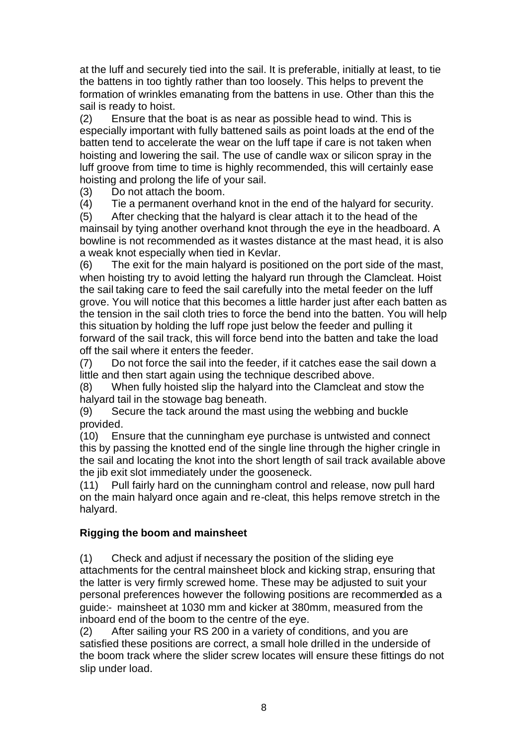at the luff and securely tied into the sail. It is preferable, initially at least, to tie the battens in too tightly rather than too loosely. This helps to prevent the formation of wrinkles emanating from the battens in use. Other than this the sail is ready to hoist.

(2) Ensure that the boat is as near as possible head to wind. This is especially important with fully battened sails as point loads at the end of the batten tend to accelerate the wear on the luff tape if care is not taken when hoisting and lowering the sail. The use of candle wax or silicon spray in the luff groove from time to time is highly recommended, this will certainly ease hoisting and prolong the life of your sail.

(3) Do not attach the boom.

(4) Tie a permanent overhand knot in the end of the halyard for security.

(5) After checking that the halyard is clear attach it to the head of the mainsail by tying another overhand knot through the eye in the headboard. A bowline is not recommended as it wastes distance at the mast head, it is also a weak knot especially when tied in Kevlar.

(6) The exit for the main halyard is positioned on the port side of the mast, when hoisting try to avoid letting the halyard run through the Clamcleat. Hoist the sail taking care to feed the sail carefully into the metal feeder on the luff grove. You will notice that this becomes a little harder just after each batten as the tension in the sail cloth tries to force the bend into the batten. You will help this situation by holding the luff rope just below the feeder and pulling it forward of the sail track, this will force bend into the batten and take the load off the sail where it enters the feeder.

(7) Do not force the sail into the feeder, if it catches ease the sail down a little and then start again using the technique described above.

(8) When fully hoisted slip the halyard into the Clamcleat and stow the halyard tail in the stowage bag beneath.

(9) Secure the tack around the mast using the webbing and buckle provided.

(10) Ensure that the cunningham eye purchase is untwisted and connect this by passing the knotted end of the single line through the higher cringle in the sail and locating the knot into the short length of sail track available above the jib exit slot immediately under the gooseneck.

(11) Pull fairly hard on the cunningham control and release, now pull hard on the main halyard once again and re-cleat, this helps remove stretch in the halyard.

**Rigging the boom and mainsheet**

(1) Check and adjust if necessary the position of the sliding eye attachments for the central mainsheet block and kicking strap, ensuring that the latter is very firmly screwed home. These may be adjusted to suit your personal preferences however the following positions are recommended as a guide:- mainsheet at 1030 mm and kicker at 380mm, measured from the inboard end of the boom to the centre of the eye.

(2) After sailing your RS 200 in a variety of conditions, and you are satisfied these positions are correct, a small hole drilled in the underside of the boom track where the slider screw locates will ensure these fittings do not slip under load.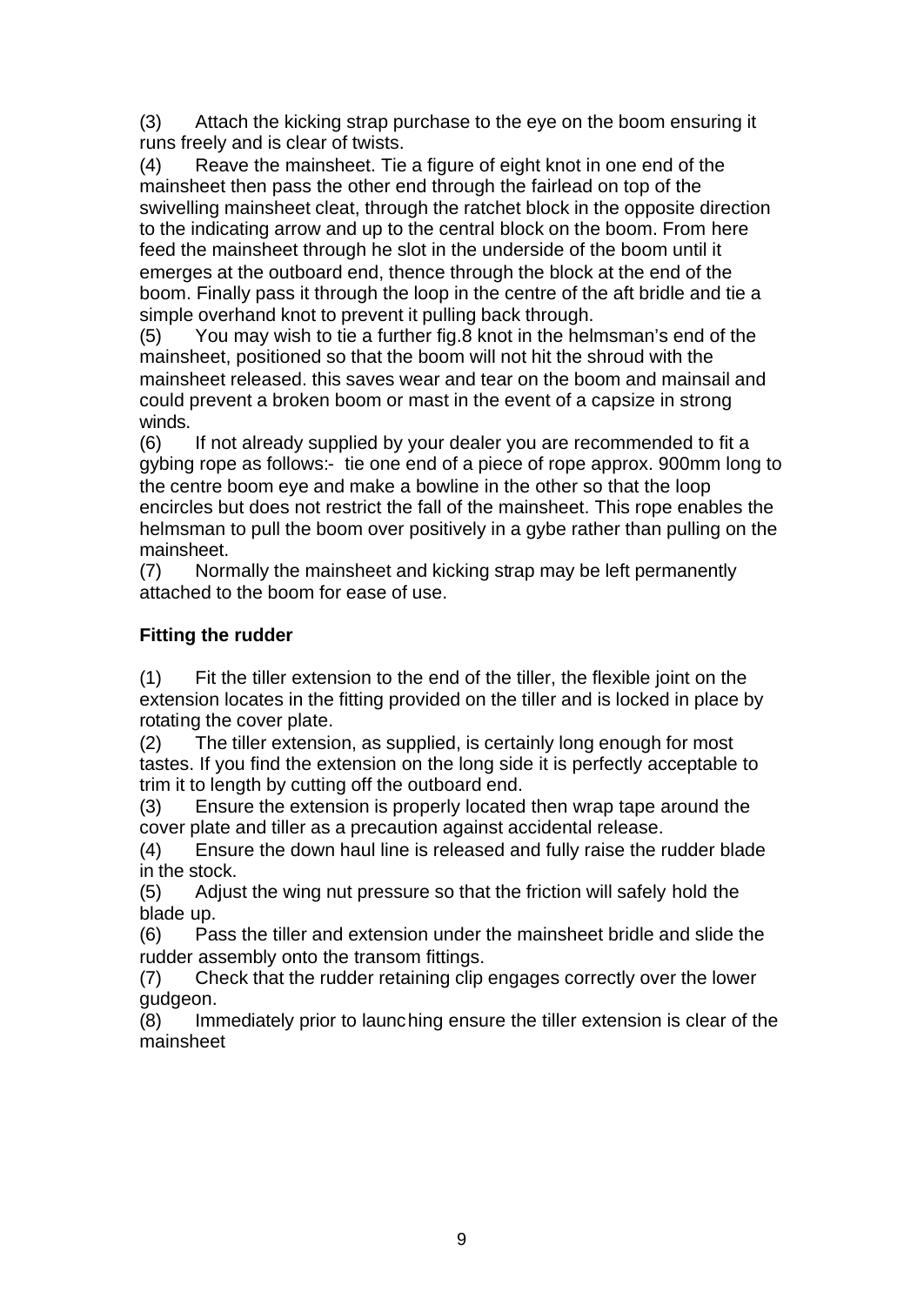(3) Attach the kicking strap purchase to the eye on the boom ensuring it runs freely and is clear of twists.

(4) Reave the mainsheet. Tie a figure of eight knot in one end of the mainsheet then pass the other end through the fairlead on top of the swivelling mainsheet cleat, through the ratchet block in the opposite direction to the indicating arrow and up to the central block on the boom. From here feed the mainsheet through he slot in the underside of the boom until it emerges at the outboard end, thence through the block at the end of the boom. Finally pass it through the loop in the centre of the aft bridle and tie a simple overhand knot to prevent it pulling back through.

(5) You may wish to tie a further fig.8 knot in the helmsman's end of the mainsheet, positioned so that the boom will not hit the shroud with the mainsheet released. this saves wear and tear on the boom and mainsail and could prevent a broken boom or mast in the event of a capsize in strong winds.

(6) If not already supplied by your dealer you are recommended to fit a gybing rope as follows:- tie one end of a piece of rope approx. 900mm long to the centre boom eye and make a bowline in the other so that the loop encircles but does not restrict the fall of the mainsheet. This rope enables the helmsman to pull the boom over positively in a gybe rather than pulling on the mainsheet.

(7) Normally the mainsheet and kicking strap may be left permanently attached to the boom for ease of use.

**Fitting the rudder**

(1) Fit the tiller extension to the end of the tiller, the flexible joint on the extension locates in the fitting provided on the tiller and is locked in place by rotating the cover plate.

(2) The tiller extension, as supplied, is certainly long enough for most tastes. If you find the extension on the long side it is perfectly acceptable to trim it to length by cutting off the outboard end.

(3) Ensure the extension is properly located then wrap tape around the cover plate and tiller as a precaution against accidental release.

(4) Ensure the down haul line is released and fully raise the rudder blade in the stock.

(5) Adjust the wing nut pressure so that the friction will safely hold the blade up.

(6) Pass the tiller and extension under the mainsheet bridle and slide the rudder assembly onto the transom fittings.

(7) Check that the rudder retaining clip engages correctly over the lower gudgeon.

(8) Immediately prior to launching ensure the tiller extension is clear of the mainsheet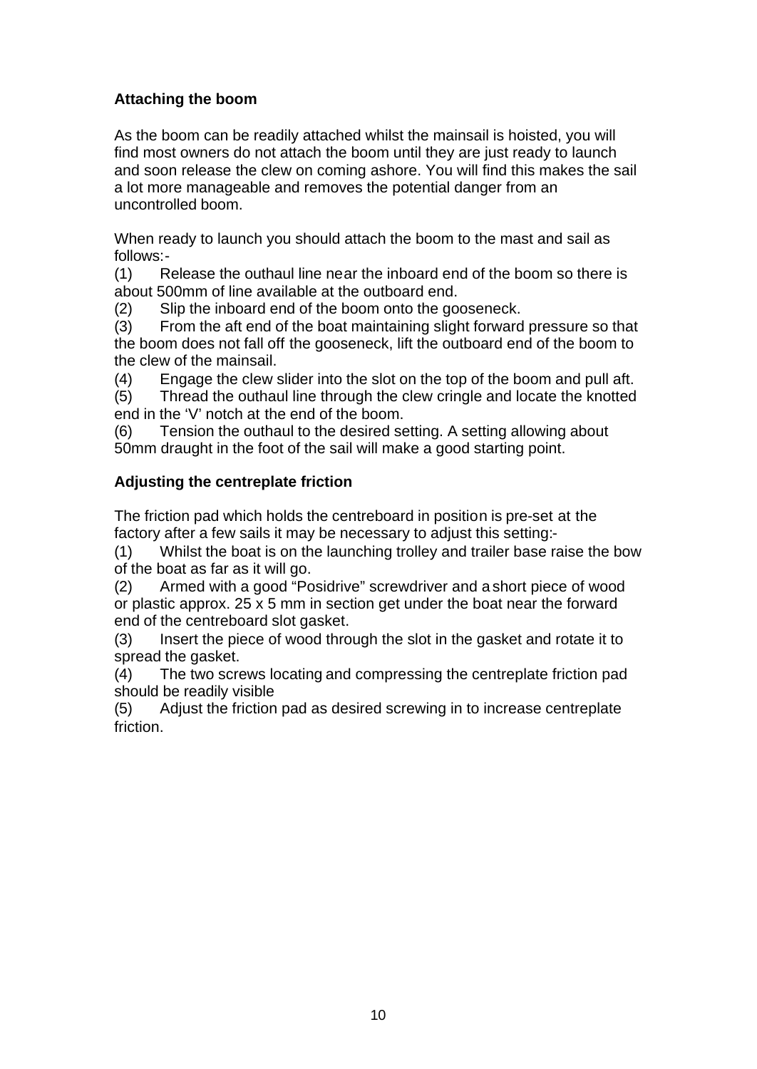### Attaching the boom

As the boom can be readily attached whilst the mainsail is hoisted, you will find most owners do not attach the boom until they are just ready to launch and soon release the clew on coming ashore. You will find this makes the sail a lot more manageable and removes the potential danger from an uncontrolled boom.

When ready to launch you should attach the boom to the mast and sail as follows:-

(1) Release the outhaul line near the inboard end of the boom so there is about 500mm of line available at the outboard end.
(2) Slip the inboard end of the boom onto the gooseneck.
(3) From the aft end of the boat maintaining slight forward pressure so that the boom does not fall off the gooseneck, lift the outboard end of the boom to the clew of the mainsail.
(4) Engage the clew slider into the slot on the top of the boom and pull aft.
(5) Thread the outhaul line through the clew cringle and locate the knotted end in the 'V' notch at the end of the boom.
(6) Tension the outhaul to the desired setting. A setting allowing about 50mm draught in the foot of the sail will make a good starting point.

### Adjusting the centreplate friction

The friction pad which holds the centreboard in position is pre-set at the factory after a few sails it may be necessary to adjust this setting:-

(1) Whilst the boat is on the launching trolley and trailer base raise the bow of the boat as far as it will go.
(2) Armed with a good "Posidrive" screwdriver and a short piece of wood or plastic approx. 25 x 5 mm in section get under the boat near the forward end of the centreboard slot gasket.
(3) Insert the piece of wood through the slot in the gasket and rotate it to spread the gasket.
(4) The two screws locating and compressing the centreplate friction pad should be readily visible
(5) Adjust the friction pad as desired screwing in to increase centreplate friction.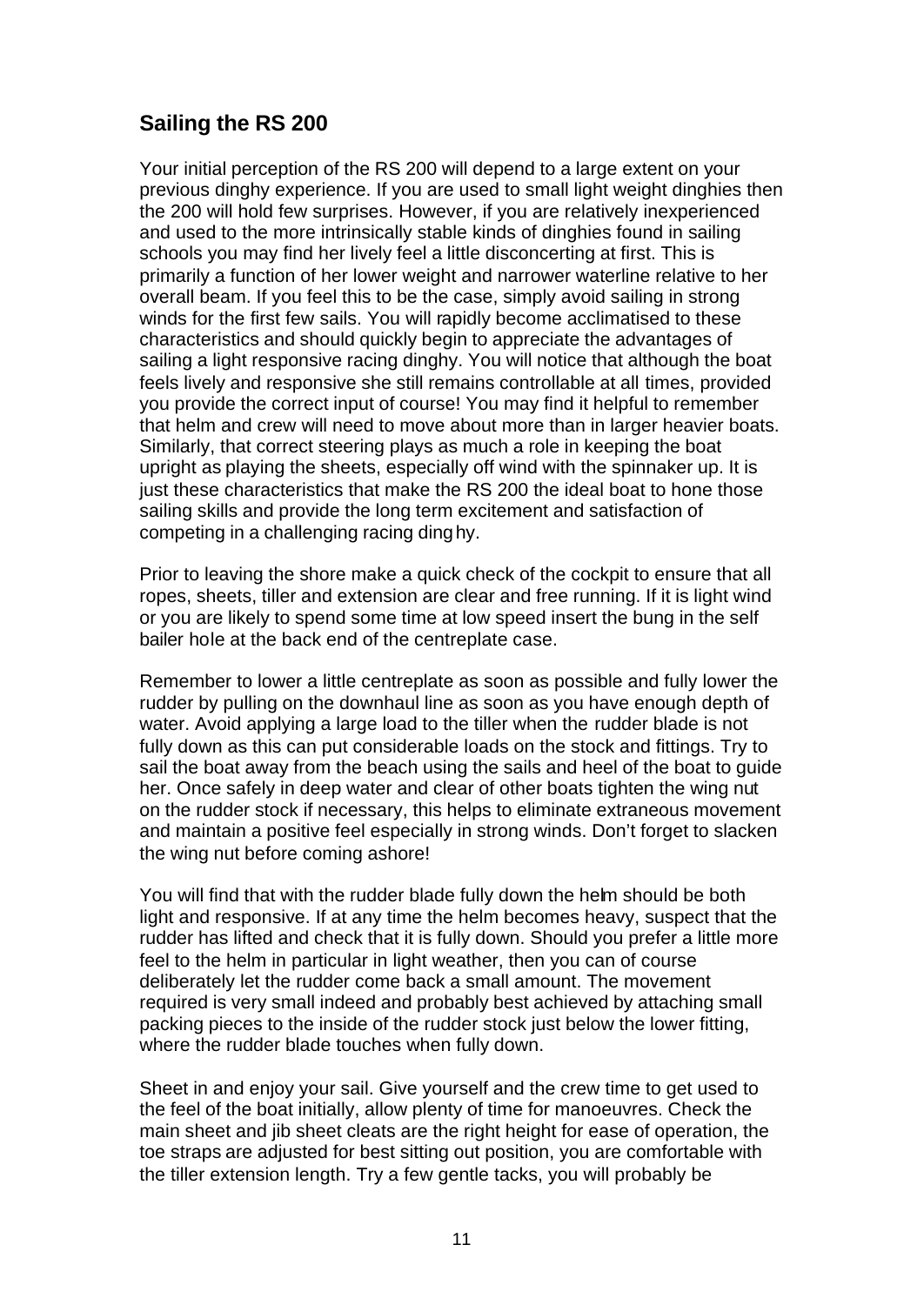## Sailing the RS 200

Your initial perception of the RS 200 will depend to a large extent on your previous dinghy experience. If you are used to small light weight dinghies then the 200 will hold few surprises. However, if you are relatively inexperienced and used to the more intrinsically stable kinds of dinghies found in sailing schools you may find her lively feel a little disconcerting at first. This is primarily a function of her lower weight and narrower waterline relative to her overall beam. If you feel this to be the case, simply avoid sailing in strong winds for the first few sails. You will rapidly become acclimatised to these characteristics and should quickly begin to appreciate the advantages of sailing a light responsive racing dinghy. You will notice that although the boat feels lively and responsive she still remains controllable at all times, provided you provide the correct input of course! You may find it helpful to remember that helm and crew will need to move about more than in larger heavier boats. Similarly, that correct steering plays as much a role in keeping the boat upright as playing the sheets, especially off wind with the spinnaker up. It is just these characteristics that make the RS 200 the ideal boat to hone those sailing skills and provide the long term excitement and satisfaction of competing in a challenging racing dinghy.

Prior to leaving the shore make a quick check of the cockpit to ensure that all ropes, sheets, tiller and extension are clear and free running. If it is light wind or you are likely to spend some time at low speed insert the bung in the self bailer hole at the back end of the centreplate case.

Remember to lower a little centreplate as soon as possible and fully lower the rudder by pulling on the downhaul line as soon as you have enough depth of water. Avoid applying a large load to the tiller when the rudder blade is not fully down as this can put considerable loads on the stock and fittings. Try to sail the boat away from the beach using the sails and heel of the boat to guide her. Once safely in deep water and clear of other boats tighten the wing nut on the rudder stock if necessary, this helps to eliminate extraneous movement and maintain a positive feel especially in strong winds. Don't forget to slacken the wing nut before coming ashore!

You will find that with the rudder blade fully down the helm should be both light and responsive. If at any time the helm becomes heavy, suspect that the rudder has lifted and check that it is fully down. Should you prefer a little more feel to the helm in particular in light weather, then you can of course deliberately let the rudder come back a small amount. The movement required is very small indeed and probably best achieved by attaching small packing pieces to the inside of the rudder stock just below the lower fitting, where the rudder blade touches when fully down.

Sheet in and enjoy your sail. Give yourself and the crew time to get used to the feel of the boat initially, allow plenty of time for manoeuvres. Check the main sheet and jib sheet cleats are the right height for ease of operation, the toe straps are adjusted for best sitting out position, you are comfortable with the tiller extension length. Try a few gentle tacks, you will probably be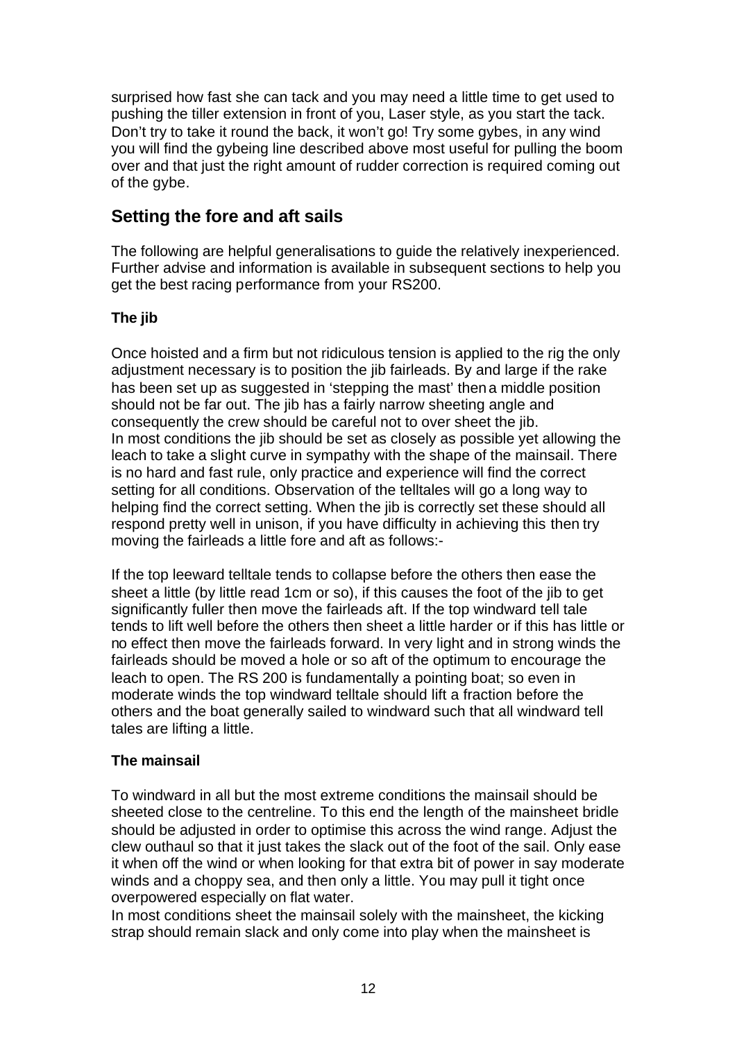surprised how fast she can tack and you may need a little time to get used to pushing the tiller extension in front of you, Laser style, as you start the tack. Don't try to take it round the back, it won't go! Try some gybes, in any wind you will find the gybeing line described above most useful for pulling the boom over and that just the right amount of rudder correction is required coming out of the gybe.

## Setting the fore and aft sails

The following are helpful generalisations to guide the relatively inexperienced. Further advise and information is available in subsequent sections to help you get the best racing performance from your RS200.

### The jib

Once hoisted and a firm but not ridiculous tension is applied to the rig the only adjustment necessary is to position the jib fairleads. By and large if the rake has been set up as suggested in 'stepping the mast' then a middle position should not be far out. The jib has a fairly narrow sheeting angle and consequently the crew should be careful not to over sheet the jib.
In most conditions the jib should be set as closely as possible yet allowing the leach to take a slight curve in sympathy with the shape of the mainsail. There is no hard and fast rule, only practice and experience will find the correct setting for all conditions. Observation of the telltales will go a long way to helping find the correct setting. When the jib is correctly set these should all respond pretty well in unison, if you have difficulty in achieving this then try moving the fairleads a little fore and aft as follows:-

If the top leeward telltale tends to collapse before the others then ease the sheet a little (by little read 1cm or so), if this causes the foot of the jib to get significantly fuller then move the fairleads aft. If the top windward tell tale tends to lift well before the others then sheet a little harder or if this has little or no effect then move the fairleads forward. In very light and in strong winds the fairleads should be moved a hole or so aft of the optimum to encourage the leach to open. The RS 200 is fundamentally a pointing boat; so even in moderate winds the top windward telltale should lift a fraction before the others and the boat generally sailed to windward such that all windward tell tales are lifting a little.

### The mainsail

To windward in all but the most extreme conditions the mainsail should be sheeted close to the centreline. To this end the length of the mainsheet bridle should be adjusted in order to optimise this across the wind range. Adjust the clew outhaul so that it just takes the slack out of the foot of the sail. Only ease it when off the wind or when looking for that extra bit of power in say moderate winds and a choppy sea, and then only a little. You may pull it tight once overpowered especially on flat water.
In most conditions sheet the mainsail solely with the mainsheet, the kicking strap should remain slack and only come into play when the mainsheet is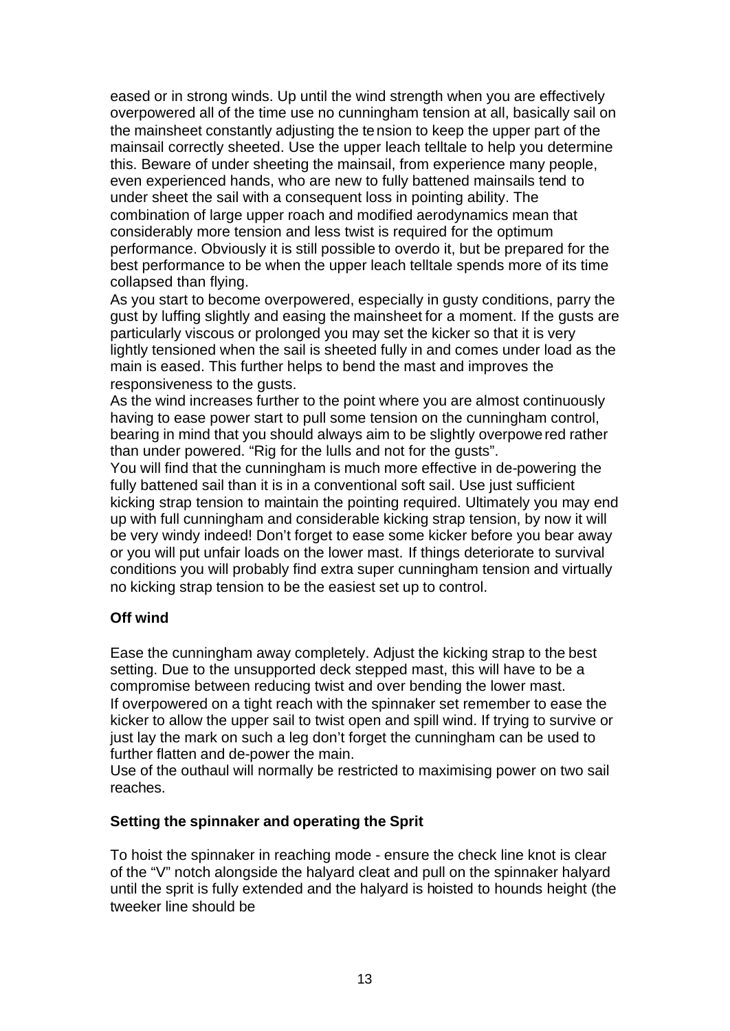eased or in strong winds. Up until the wind strength when you are effectively overpowered all of the time use no cunningham tension at all, basically sail on the mainsheet constantly adjusting the tension to keep the upper part of the mainsail correctly sheeted. Use the upper leach telltale to help you determine this. Beware of under sheeting the mainsail, from experience many people, even experienced hands, who are new to fully battened mainsails tend to under sheet the sail with a consequent loss in pointing ability. The combination of large upper roach and modified aerodynamics mean that considerably more tension and less twist is required for the optimum performance. Obviously it is still possible to overdo it, but be prepared for the best performance to be when the upper leach telltale spends more of its time collapsed than flying.

As you start to become overpowered, especially in gusty conditions, parry the gust by luffing slightly and easing the mainsheet for a moment. If the gusts are particularly viscous or prolonged you may set the kicker so that it is very lightly tensioned when the sail is sheeted fully in and comes under load as the main is eased. This further helps to bend the mast and improves the responsiveness to the gusts.

As the wind increases further to the point where you are almost continuously having to ease power start to pull some tension on the cunningham control, bearing in mind that you should always aim to be slightly overpowered rather than under powered. "Rig for the lulls and not for the gusts".

You will find that the cunningham is much more effective in de-powering the fully battened sail than it is in a conventional soft sail. Use just sufficient kicking strap tension to maintain the pointing required. Ultimately you may end up with full cunningham and considerable kicking strap tension, by now it will be very windy indeed! Don't forget to ease some kicker before you bear away or you will put unfair loads on the lower mast. If things deteriorate to survival conditions you will probably find extra super cunningham tension and virtually no kicking strap tension to be the easiest set up to control.

**Off wind**

Ease the cunningham away completely. Adjust the kicking strap to the best setting. Due to the unsupported deck stepped mast, this will have to be a compromise between reducing twist and over bending the lower mast.

If overpowered on a tight reach with the spinnaker set remember to ease the kicker to allow the upper sail to twist open and spill wind. If trying to survive or just lay the mark on such a leg don't forget the cunningham can be used to further flatten and de-power the main.

Use of the outhaul will normally be restricted to maximising power on two sail reaches.

**Setting the spinnaker and operating the Sprit**

To hoist the spinnaker in reaching mode - ensure the check line knot is clear of the "V" notch alongside the halyard cleat and pull on the spinnaker halyard until the sprit is fully extended and the halyard is hoisted to hounds height (the tweeker line should be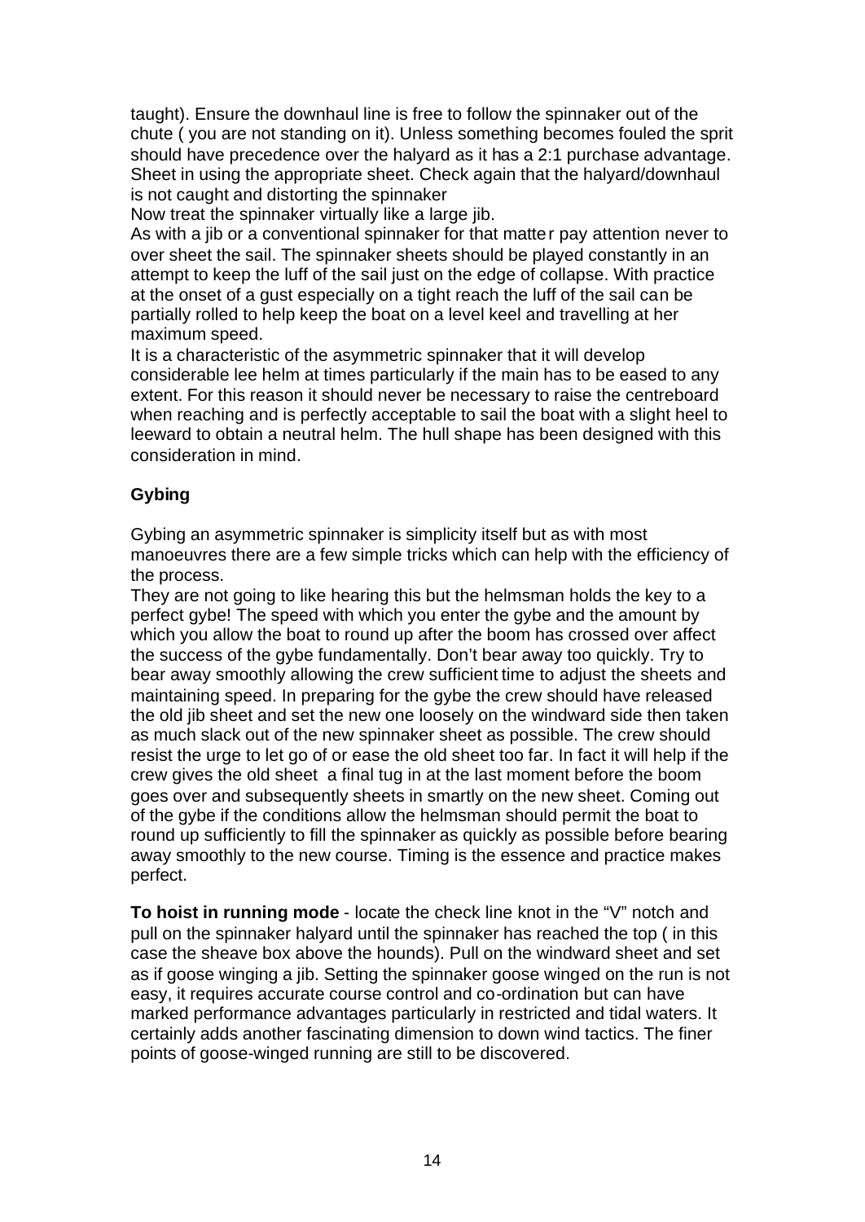taught). Ensure the downhaul line is free to follow the spinnaker out of the chute ( you are not standing on it). Unless something becomes fouled the sprit should have precedence over the halyard as it has a 2:1 purchase advantage. Sheet in using the appropriate sheet. Check again that the halyard/downhaul is not caught and distorting the spinnaker

Now treat the spinnaker virtually like a large jib.

As with a jib or a conventional spinnaker for that matter pay attention never to over sheet the sail. The spinnaker sheets should be played constantly in an attempt to keep the luff of the sail just on the edge of collapse. With practice at the onset of a gust especially on a tight reach the luff of the sail can be partially rolled to help keep the boat on a level keel and travelling at her maximum speed.

It is a characteristic of the asymmetric spinnaker that it will develop considerable lee helm at times particularly if the main has to be eased to any extent. For this reason it should never be necessary to raise the centreboard when reaching and is perfectly acceptable to sail the boat with a slight heel to leeward to obtain a neutral helm. The hull shape has been designed with this consideration in mind.

**Gybing**

Gybing an asymmetric spinnaker is simplicity itself but as with most manoeuvres there are a few simple tricks which can help with the efficiency of the process.

They are not going to like hearing this but the helmsman holds the key to a perfect gybe! The speed with which you enter the gybe and the amount by which you allow the boat to round up after the boom has crossed over affect the success of the gybe fundamentally. Don't bear away too quickly. Try to bear away smoothly allowing the crew sufficient time to adjust the sheets and maintaining speed. In preparing for the gybe the crew should have released the old jib sheet and set the new one loosely on the windward side then taken as much slack out of the new spinnaker sheet as possible. The crew should resist the urge to let go of or ease the old sheet too far. In fact it will help if the crew gives the old sheet a final tug in at the last moment before the boom goes over and subsequently sheets in smartly on the new sheet. Coming out of the gybe if the conditions allow the helmsman should permit the boat to round up sufficiently to fill the spinnaker as quickly as possible before bearing away smoothly to the new course. Timing is the essence and practice makes perfect.

**To hoist in running mode** - locate the check line knot in the "V" notch and pull on the spinnaker halyard until the spinnaker has reached the top ( in this case the sheave box above the hounds). Pull on the windward sheet and set as if goose winging a jib. Setting the spinnaker goose winged on the run is not easy, it requires accurate course control and co-ordination but can have marked performance advantages particularly in restricted and tidal waters. It certainly adds another fascinating dimension to down wind tactics. The finer points of goose-winged running are still to be discovered.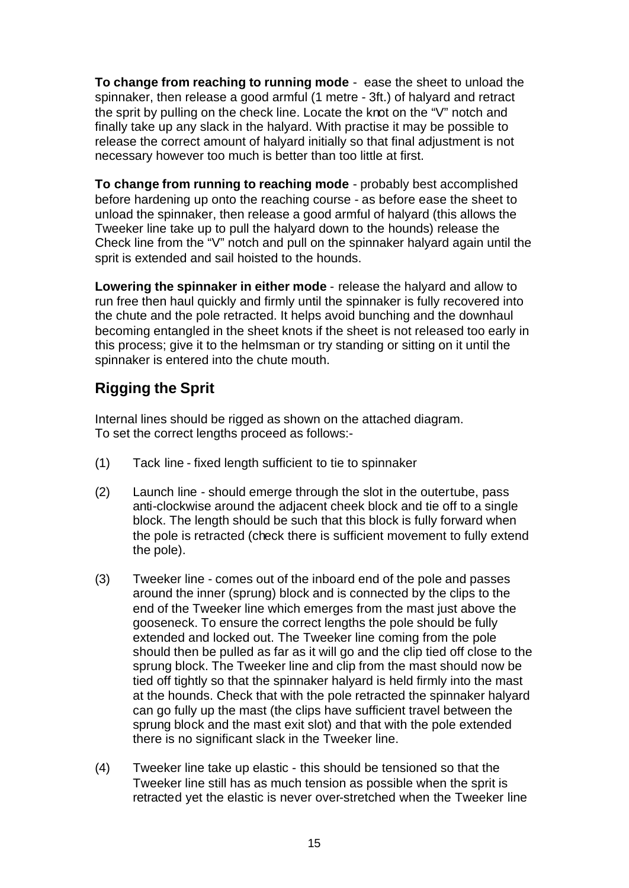**To change from reaching to running mode** - ease the sheet to unload the spinnaker, then release a good armful (1 metre - 3ft.) of halyard and retract the sprit by pulling on the check line. Locate the knot on the "V" notch and finally take up any slack in the halyard. With practise it may be possible to release the correct amount of halyard initially so that final adjustment is not necessary however too much is better than too little at first.

**To change from running to reaching mode** - probably best accomplished before hardening up onto the reaching course - as before ease the sheet to unload the spinnaker, then release a good armful of halyard (this allows the Tweeker line take up to pull the halyard down to the hounds) release the Check line from the "V" notch and pull on the spinnaker halyard again until the sprit is extended and sail hoisted to the hounds.

**Lowering the spinnaker in either mode** - release the halyard and allow to run free then haul quickly and firmly until the spinnaker is fully recovered into the chute and the pole retracted. It helps avoid bunching and the downhaul becoming entangled in the sheet knots if the sheet is not released too early in this process; give it to the helmsman or try standing or sitting on it until the spinnaker is entered into the chute mouth.

## Rigging the Sprit

Internal lines should be rigged as shown on the attached diagram.
To set the correct lengths proceed as follows:-

(1) Tack line - fixed length sufficient to tie to spinnaker

(2) Launch line - should emerge through the slot in the outertube, pass anti-clockwise around the adjacent cheek block and tie off to a single block. The length should be such that this block is fully forward when the pole is retracted (check there is sufficient movement to fully extend the pole).

(3) Tweeker line - comes out of the inboard end of the pole and passes around the inner (sprung) block and is connected by the clips to the end of the Tweeker line which emerges from the mast just above the gooseneck. To ensure the correct lengths the pole should be fully extended and locked out. The Tweeker line coming from the pole should then be pulled as far as it will go and the clip tied off close to the sprung block. The Tweeker line and clip from the mast should now be tied off tightly so that the spinnaker halyard is held firmly into the mast at the hounds. Check that with the pole retracted the spinnaker halyard can go fully up the mast (the clips have sufficient travel between the sprung block and the mast exit slot) and that with the pole extended there is no significant slack in the Tweeker line.

(4) Tweeker line take up elastic - this should be tensioned so that the Tweeker line still has as much tension as possible when the sprit is retracted yet the elastic is never over-stretched when the Tweeker line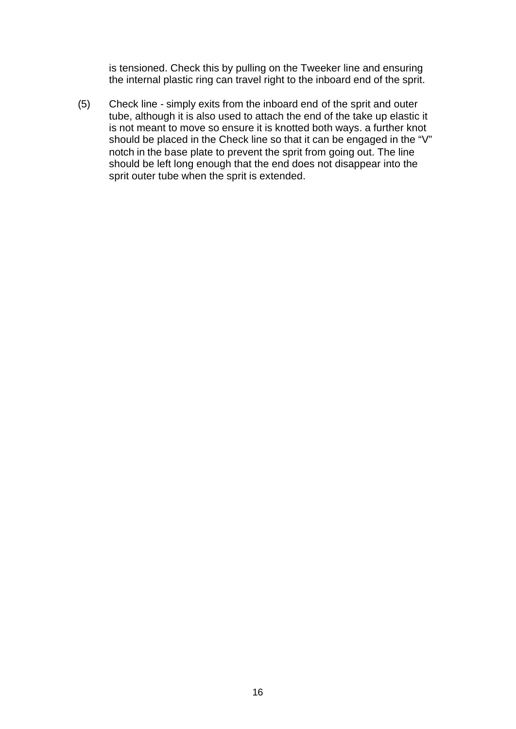is tensioned. Check this by pulling on the Tweeker line and ensuring the internal plastic ring can travel right to the inboard end of the sprit.

(5) Check line - simply exits from the inboard end of the sprit and outer tube, although it is also used to attach the end of the take up elastic it is not meant to move so ensure it is knotted both ways. a further knot should be placed in the Check line so that it can be engaged in the “V” notch in the base plate to prevent the sprit from going out. The line should be left long enough that the end does not disappear into the sprit outer tube when the sprit is extended.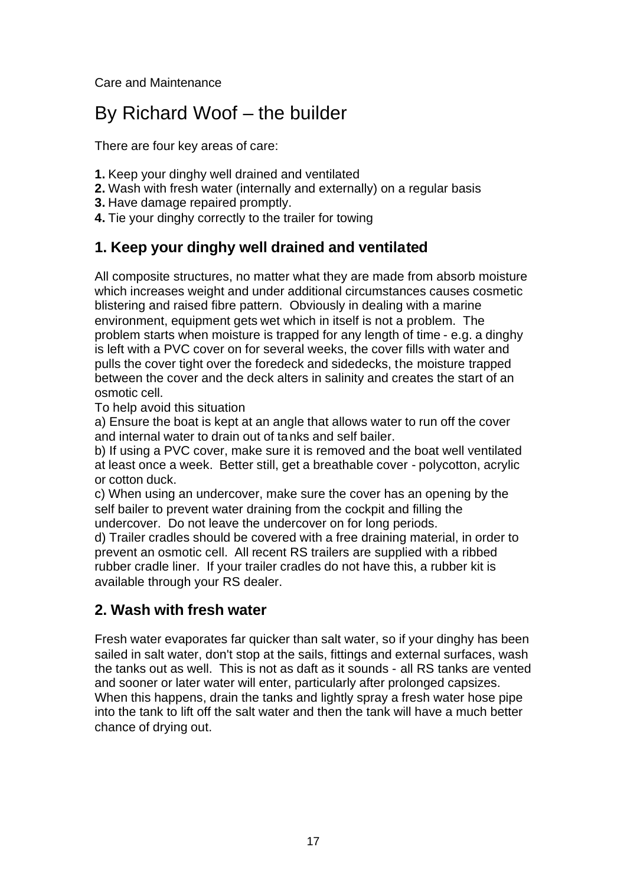Care and Maintenance

# By Richard Woof – the builder

There are four key areas of care:

**1.** Keep your dinghy well drained and ventilated
**2.** Wash with fresh water (internally and externally) on a regular basis
**3.** Have damage repaired promptly.
**4.** Tie your dinghy correctly to the trailer for towing

## 1. Keep your dinghy well drained and ventilated

All composite structures, no matter what they are made from absorb moisture which increases weight and under additional circumstances causes cosmetic blistering and raised fibre pattern. Obviously in dealing with a marine environment, equipment gets wet which in itself is not a problem. The problem starts when moisture is trapped for any length of time - e.g. a dinghy is left with a PVC cover on for several weeks, the cover fills with water and pulls the cover tight over the foredeck and sidedecks, the moisture trapped between the cover and the deck alters in salinity and creates the start of an osmotic cell.

To help avoid this situation

a) Ensure the boat is kept at an angle that allows water to run off the cover and internal water to drain out of tanks and self bailer.

b) If using a PVC cover, make sure it is removed and the boat well ventilated at least once a week. Better still, get a breathable cover - polycotton, acrylic or cotton duck.

c) When using an undercover, make sure the cover has an opening by the self bailer to prevent water draining from the cockpit and filling the undercover. Do not leave the undercover on for long periods.

d) Trailer cradles should be covered with a free draining material, in order to prevent an osmotic cell. All recent RS trailers are supplied with a ribbed rubber cradle liner. If your trailer cradles do not have this, a rubber kit is available through your RS dealer.

## 2. Wash with fresh water

Fresh water evaporates far quicker than salt water, so if your dinghy has been sailed in salt water, don't stop at the sails, fittings and external surfaces, wash the tanks out as well. This is not as daft as it sounds - all RS tanks are vented and sooner or later water will enter, particularly after prolonged capsizes. When this happens, drain the tanks and lightly spray a fresh water hose pipe into the tank to lift off the salt water and then the tank will have a much better chance of drying out.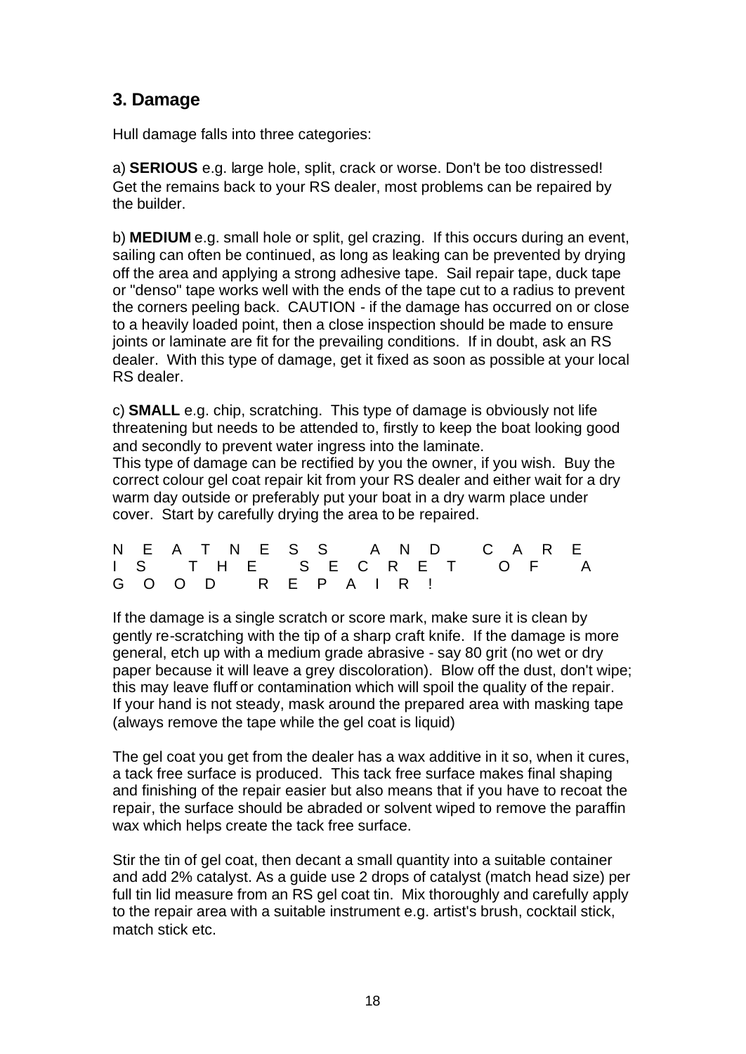## 3. Damage

Hull damage falls into three categories:

a) **SERIOUS** e.g. large hole, split, crack or worse. Don't be too distressed! Get the remains back to your RS dealer, most problems can be repaired by the builder.

b) **MEDIUM** e.g. small hole or split, gel crazing. If this occurs during an event, sailing can often be continued, as long as leaking can be prevented by drying off the area and applying a strong adhesive tape. Sail repair tape, duck tape or "denso" tape works well with the ends of the tape cut to a radius to prevent the corners peeling back. CAUTION - if the damage has occurred on or close to a heavily loaded point, then a close inspection should be made to ensure joints or laminate are fit for the prevailing conditions. If in doubt, ask an RS dealer. With this type of damage, get it fixed as soon as possible at your local RS dealer.

c) **SMALL** e.g. chip, scratching. This type of damage is obviously not life threatening but needs to be attended to, firstly to keep the boat looking good and secondly to prevent water ingress into the laminate.
This type of damage can be rectified by you the owner, if you wish. Buy the correct colour gel coat repair kit from your RS dealer and either wait for a dry warm day outside or preferably put your boat in a dry warm place under cover. Start by carefully drying the area to be repaired.

N E A T N E S S A N D C A R E I S T H E S E C R E T O F A G O O D R E P A I R !

If the damage is a single scratch or score mark, make sure it is clean by gently re-scratching with the tip of a sharp craft knife. If the damage is more general, etch up with a medium grade abrasive - say 80 grit (no wet or dry paper because it will leave a grey discoloration). Blow off the dust, don't wipe; this may leave fluff or contamination which will spoil the quality of the repair. If your hand is not steady, mask around the prepared area with masking tape (always remove the tape while the gel coat is liquid)

The gel coat you get from the dealer has a wax additive in it so, when it cures, a tack free surface is produced. This tack free surface makes final shaping and finishing of the repair easier but also means that if you have to recoat the repair, the surface should be abraded or solvent wiped to remove the paraffin wax which helps create the tack free surface.

Stir the tin of gel coat, then decant a small quantity into a suitable container and add 2% catalyst. As a guide use 2 drops of catalyst (match head size) per full tin lid measure from an RS gel coat tin. Mix thoroughly and carefully apply to the repair area with a suitable instrument e.g. artist's brush, cocktail stick, match stick etc.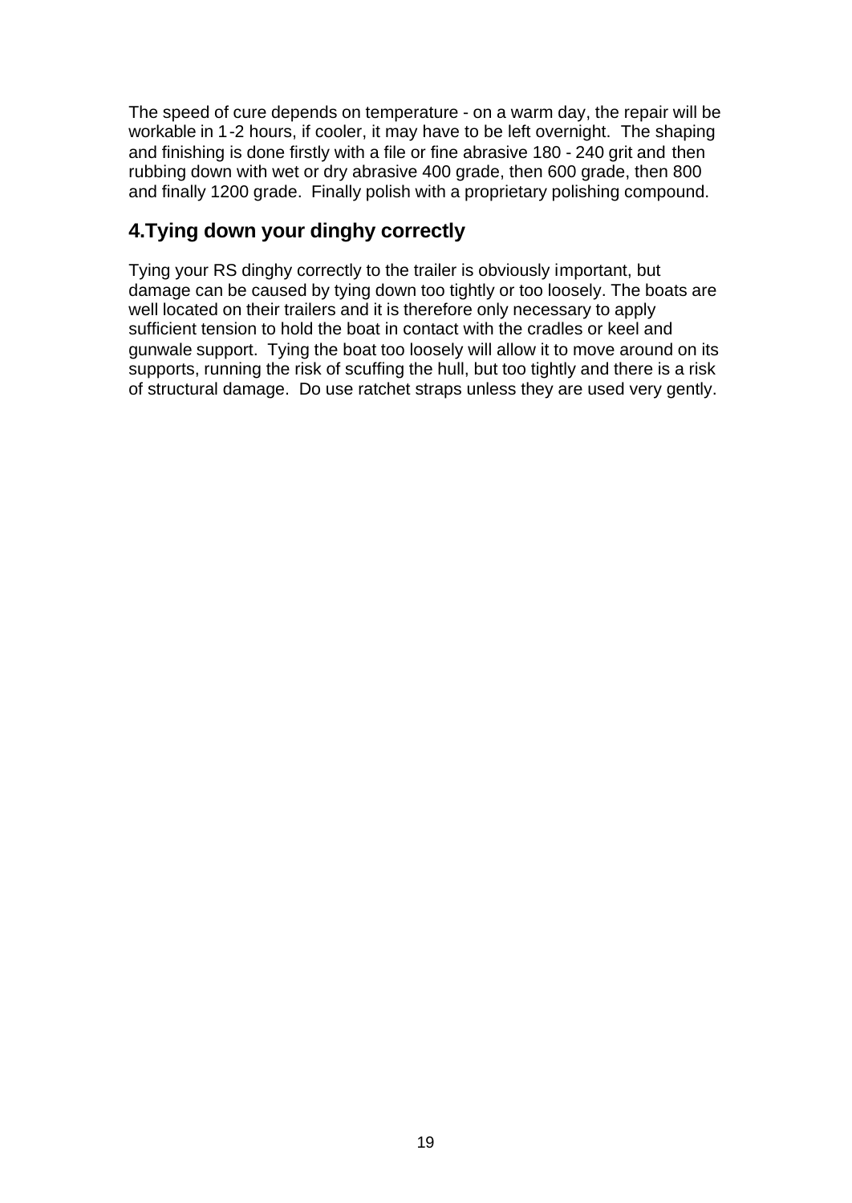The speed of cure depends on temperature - on a warm day, the repair will be workable in 1-2 hours, if cooler, it may have to be left overnight. The shaping and finishing is done firstly with a file or fine abrasive 180 - 240 grit and then rubbing down with wet or dry abrasive 400 grade, then 600 grade, then 800 and finally 1200 grade. Finally polish with a proprietary polishing compound.

## 4.Tying down your dinghy correctly

Tying your RS dinghy correctly to the trailer is obviously important, but damage can be caused by tying down too tightly or too loosely. The boats are well located on their trailers and it is therefore only necessary to apply sufficient tension to hold the boat in contact with the cradles or keel and gunwale support. Tying the boat too loosely will allow it to move around on its supports, running the risk of scuffing the hull, but too tightly and there is a risk of structural damage. Do use ratchet straps unless they are used very gently.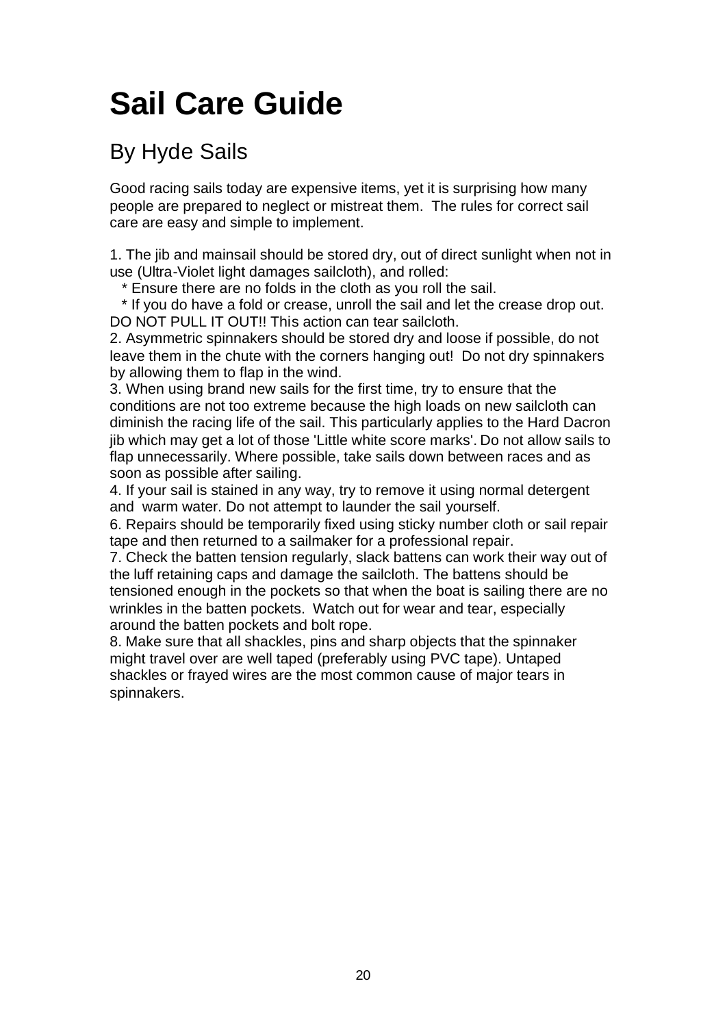# Sail Care Guide

## By Hyde Sails

Good racing sails today are expensive items, yet it is surprising how many people are prepared to neglect or mistreat them. The rules for correct sail care are easy and simple to implement.

1. The jib and mainsail should be stored dry, out of direct sunlight when not in use (Ultra-Violet light damages sailcloth), and rolled:
   * Ensure there are no folds in the cloth as you roll the sail.
   * If you do have a fold or crease, unroll the sail and let the crease drop out. DO NOT PULL IT OUT!! This action can tear sailcloth.
2. Asymmetric spinnakers should be stored dry and loose if possible, do not leave them in the chute with the corners hanging out! Do not dry spinnakers by allowing them to flap in the wind.
3. When using brand new sails for the first time, try to ensure that the conditions are not too extreme because the high loads on new sailcloth can diminish the racing life of the sail. This particularly applies to the Hard Dacron jib which may get a lot of those 'Little white score marks'. Do not allow sails to flap unnecessarily. Where possible, take sails down between races and as soon as possible after sailing.
4. If your sail is stained in any way, try to remove it using normal detergent and warm water. Do not attempt to launder the sail yourself.
6. Repairs should be temporarily fixed using sticky number cloth or sail repair tape and then returned to a sailmaker for a professional repair.
7. Check the batten tension regularly, slack battens can work their way out of the luff retaining caps and damage the sailcloth. The battens should be tensioned enough in the pockets so that when the boat is sailing there are no wrinkles in the batten pockets. Watch out for wear and tear, especially around the batten pockets and bolt rope.
8. Make sure that all shackles, pins and sharp objects that the spinnaker might travel over are well taped (preferably using PVC tape). Untaped shackles or frayed wires are the most common cause of major tears in spinnakers.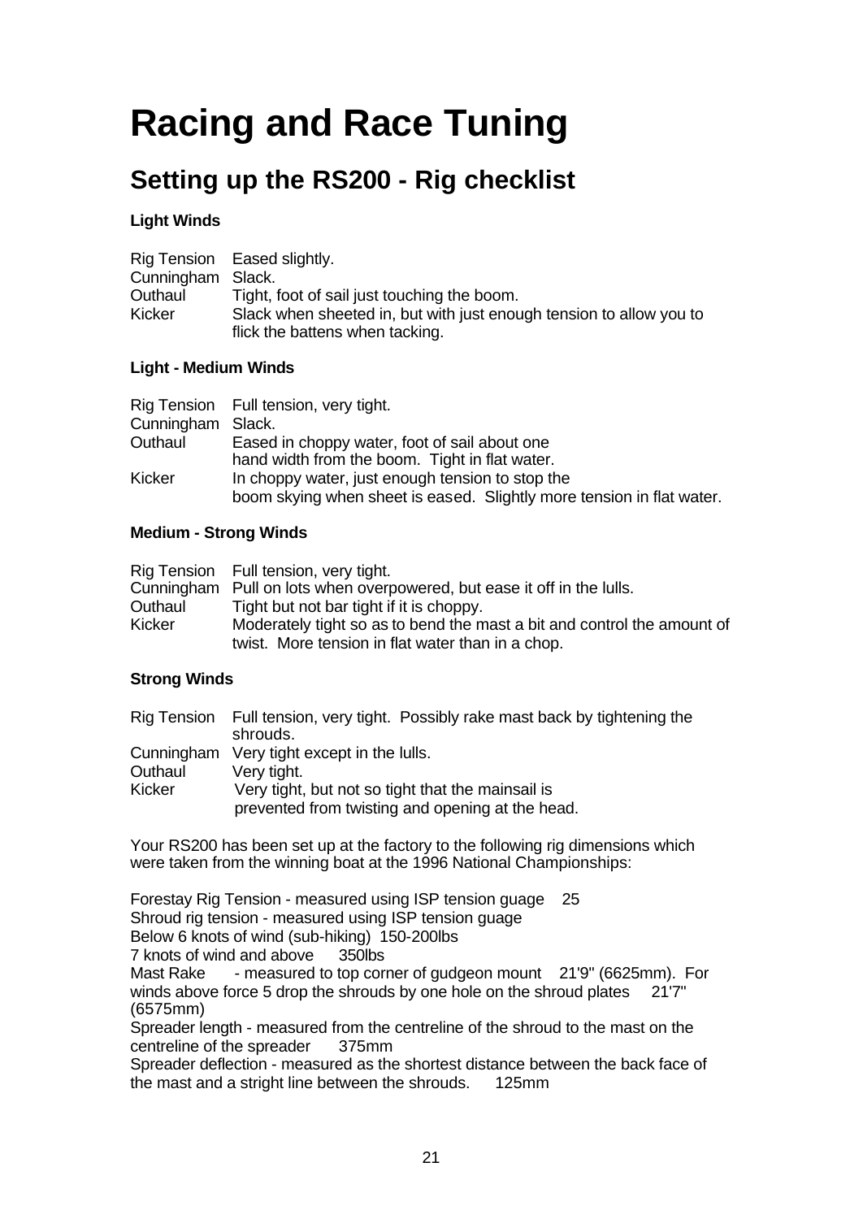# Racing and Race Tuning

## Setting up the RS200 - Rig checklist

**Light Winds**

| | |
|---|---|
| Rig Tension | Eased slightly. |
| Cunningham | Slack. |
| Outhaul | Tight, foot of sail just touching the boom. |
| Kicker | Slack when sheeted in, but with just enough tension to allow you to flick the battens when tacking. |

**Light - Medium Winds**

| | |
|---|---|
| Rig Tension | Full tension, very tight. |
| Cunningham | Slack. |
| Outhaul | Eased in choppy water, foot of sail about one hand width from the boom. Tight in flat water. |
| Kicker | In choppy water, just enough tension to stop the boom skying when sheet is eased. Slightly more tension in flat water. |

**Medium - Strong Winds**

| | |
|---|---|
| Rig Tension | Full tension, very tight. |
| Cunningham | Pull on lots when overpowered, but ease it off in the lulls. |
| Outhaul | Tight but not bar tight if it is choppy. |
| Kicker | Moderately tight so as to bend the mast a bit and control the amount of twist. More tension in flat water than in a chop. |

**Strong Winds**

| | |
|---|---|
| Rig Tension | Full tension, very tight. Possibly rake mast back by tightening the shrouds. |
| Cunningham | Very tight except in the lulls. |
| Outhaul | Very tight. |
| Kicker | Very tight, but not so tight that the mainsail is prevented from twisting and opening at the head. |

Your RS200 has been set up at the factory to the following rig dimensions which were taken from the winning boat at the 1996 National Championships:

Forestay Rig Tension - measured using ISP tension guage 25
Shroud rig tension - measured using ISP tension guage
Below 6 knots of wind (sub-hiking) 150-200lbs
7 knots of wind and above 350lbs
Mast Rake - measured to top corner of gudgeon mount 21'9" (6625mm). For winds above force 5 drop the shrouds by one hole on the shroud plates 21'7" (6575mm)
Spreader length - measured from the centreline of the shroud to the mast on the centreline of the spreader 375mm
Spreader deflection - measured as the shortest distance between the back face of the mast and a stright line between the shrouds. 125mm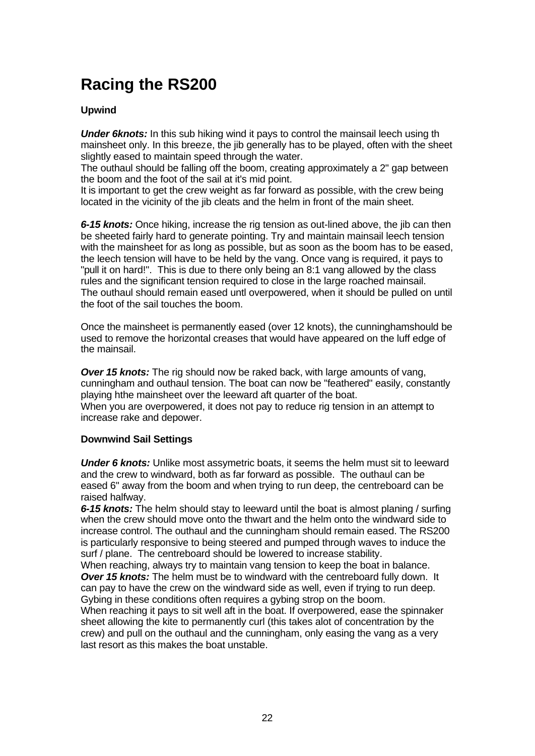# Racing the RS200

**Upwind**

***Under 6knots:*** In this sub hiking wind it pays to control the mainsail leech using th mainsheet only. In this breeze, the jib generally has to be played, often with the sheet slightly eased to maintain speed through the water.
The outhaul should be falling off the boom, creating approximately a 2" gap between the boom and the foot of the sail at it's mid point.
It is important to get the crew weight as far forward as possible, with the crew being located in the vicinity of the jib cleats and the helm in front of the main sheet.

***6-15 knots:*** Once hiking, increase the rig tension as out-lined above, the jib can then be sheeted fairly hard to generate pointing. Try and maintain mainsail leech tension with the mainsheet for as long as possible, but as soon as the boom has to be eased, the leech tension will have to be held by the vang. Once vang is required, it pays to "pull it on hard!". This is due to there only being an 8:1 vang allowed by the class rules and the significant tension required to close in the large roached mainsail.
The outhaul should remain eased untl overpowered, when it should be pulled on until the foot of the sail touches the boom.

Once the mainsheet is permanently eased (over 12 knots), the cunninghamshould be used to remove the horizontal creases that would have appeared on the luff edge of the mainsail.

***Over 15 knots:*** The rig should now be raked back, with large amounts of vang, cunningham and outhaul tension. The boat can now be "feathered" easily, constantly playing hthe mainsheet over the leeward aft quarter of the boat.
When you are overpowered, it does not pay to reduce rig tension in an attempt to increase rake and depower.

**Downwind Sail Settings**

***Under 6 knots:*** Unlike most assymetric boats, it seems the helm must sit to leeward and the crew to windward, both as far forward as possible. The outhaul can be eased 6" away from the boom and when trying to run deep, the centreboard can be raised halfway.
***6-15 knots:*** The helm should stay to leeward until the boat is almost planing / surfing when the crew should move onto the thwart and the helm onto the windward side to increase control. The outhaul and the cunningham should remain eased. The RS200 is particularly responsive to being steered and pumped through waves to induce the surf / plane. The centreboard should be lowered to increase stability.
When reaching, always try to maintain vang tension to keep the boat in balance.
***Over 15 knots:*** The helm must be to windward with the centreboard fully down. It can pay to have the crew on the windward side as well, even if trying to run deep. Gybing in these conditions often requires a gybing strop on the boom.
When reaching it pays to sit well aft in the boat. If overpowered, ease the spinnaker sheet allowing the kite to permanently curl (this takes alot of concentration by the crew) and pull on the outhaul and the cunningham, only easing the vang as a very last resort as this makes the boat unstable.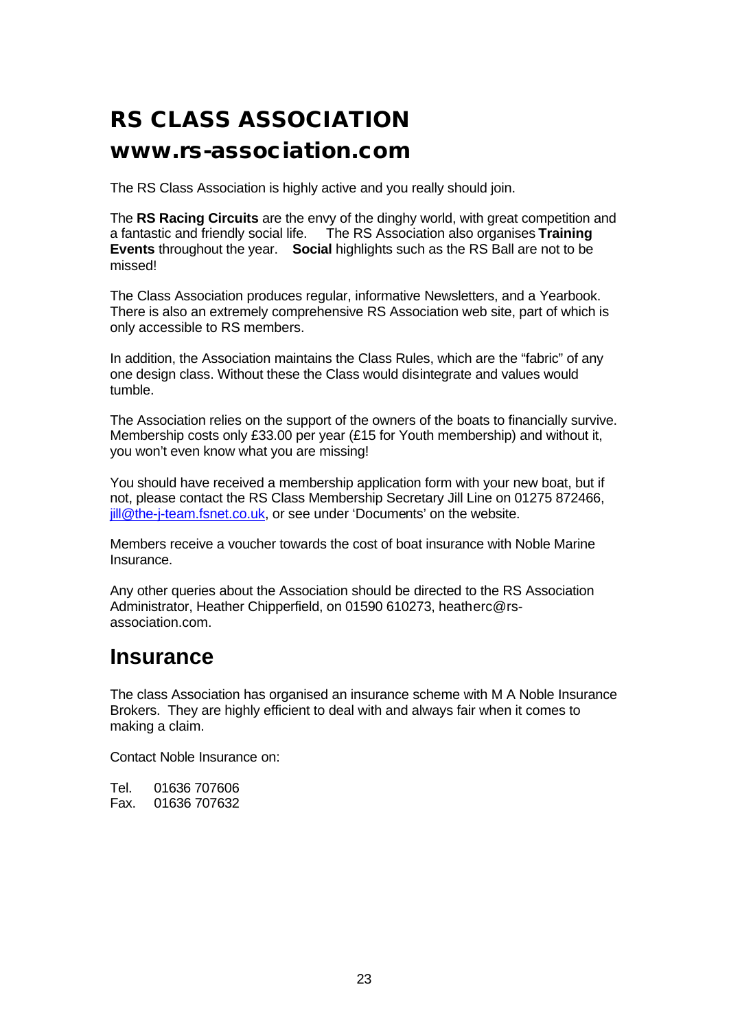# RS CLASS ASSOCIATION

# www.rs-association.com

The RS Class Association is highly active and you really should join.

The **RS Racing Circuits** are the envy of the dinghy world, with great competition and a fantastic and friendly social life. The RS Association also organises **Training Events** throughout the year. **Social** highlights such as the RS Ball are not to be missed!

The Class Association produces regular, informative Newsletters, and a Yearbook. There is also an extremely comprehensive RS Association web site, part of which is only accessible to RS members.

In addition, the Association maintains the Class Rules, which are the "fabric" of any one design class. Without these the Class would disintegrate and values would tumble.

The Association relies on the support of the owners of the boats to financially survive. Membership costs only £33.00 per year (£15 for Youth membership) and without it, you won't even know what you are missing!

You should have received a membership application form with your new boat, but if not, please contact the RS Class Membership Secretary Jill Line on 01275 872466, jill@the-j-team.fsnet.co.uk, or see under 'Documents' on the website.

Members receive a voucher towards the cost of boat insurance with Noble Marine Insurance.

Any other queries about the Association should be directed to the RS Association Administrator, Heather Chipperfield, on 01590 610273, heatherc@rs-association.com.

## Insurance

The class Association has organised an insurance scheme with M A Noble Insurance Brokers. They are highly efficient to deal with and always fair when it comes to making a claim.

Contact Noble Insurance on:

Tel. 01636 707606
Fax. 01636 707632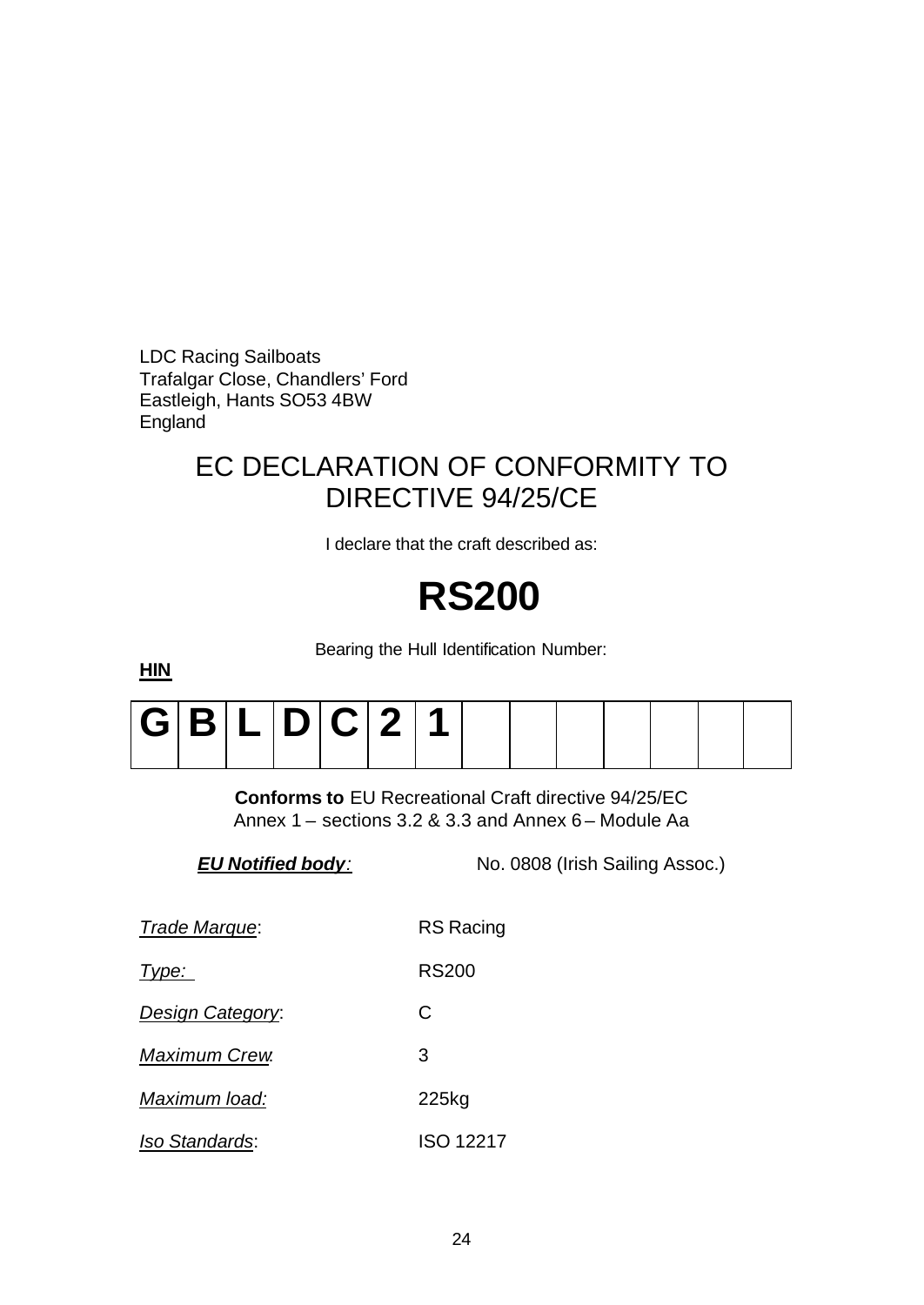LDC Racing Sailboats
Trafalgar Close, Chandlers' Ford
Eastleigh, Hants SO53 4BW
England

# EC DECLARATION OF CONFORMITY TO DIRECTIVE 94/25/CE

I declare that the craft described as:

# RS200

Bearing the Hull Identification Number:

**HIN**

| G | B | L | D | C | 2 | 1 | | | | | | | |
|---|---|---|---|---|---|---|---|---|---|---|---|---|---|

**Conforms to** EU Recreational Craft directive 94/25/EC
Annex 1 – sections 3.2 & 3.3 and Annex 6 – Module Aa

***EU Notified body*:** No. 0808 (Irish Sailing Assoc.)

*Trade Marque*: RS Racing

*Type:* RS200

*Design Category*: C

*Maximum Crew*: 3

*Maximum load:* 225kg

*Iso Standards*: ISO 12217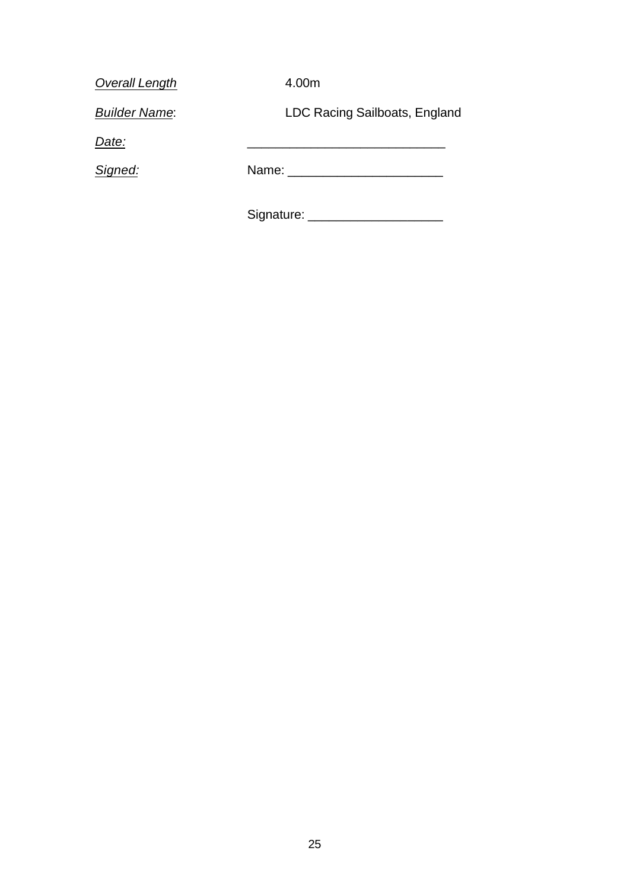*Overall Length* 4.00m

*Builder Name*: LDC Racing Sailboats, England

*Date:* ____________________________

*Signed:* Name: ______________________

Signature: ___________________